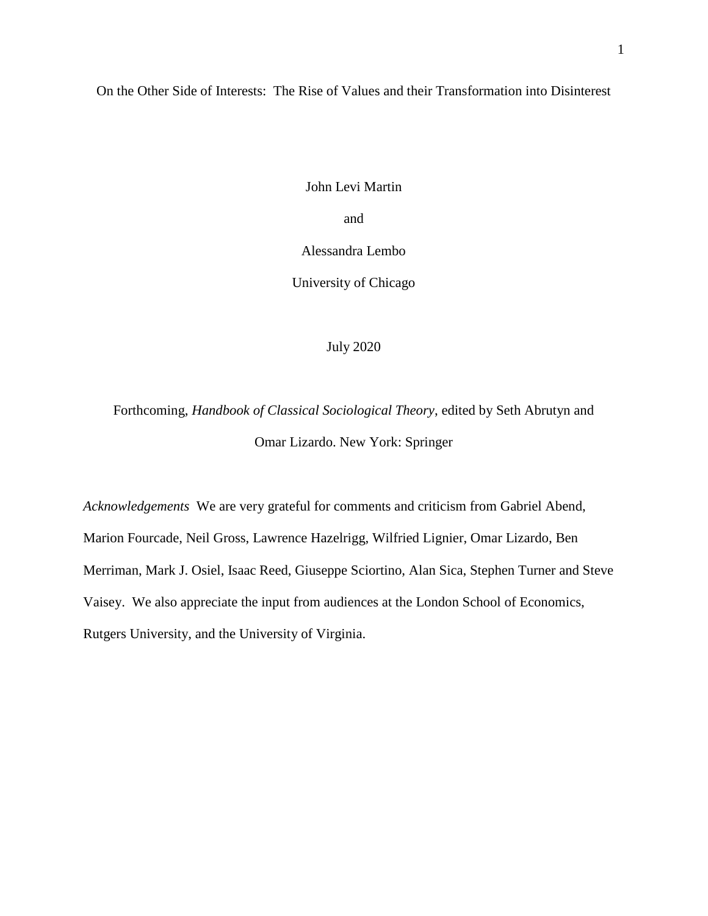# On the Other Side of Interests: The Rise of Values and their Transformation into Disinterest

John Levi Martin

and

Alessandra Lembo

University of Chicago

July 2020

Forthcoming, *Handbook of Classical Sociological Theory*, edited by Seth Abrutyn and Omar Lizardo. New York: Springer

*Acknowledgements* We are very grateful for comments and criticism from Gabriel Abend, Marion Fourcade, Neil Gross, Lawrence Hazelrigg, Wilfried Lignier, Omar Lizardo, Ben Merriman, Mark J. Osiel, Isaac Reed, Giuseppe Sciortino, Alan Sica, Stephen Turner and Steve Vaisey. We also appreciate the input from audiences at the London School of Economics, Rutgers University, and the University of Virginia.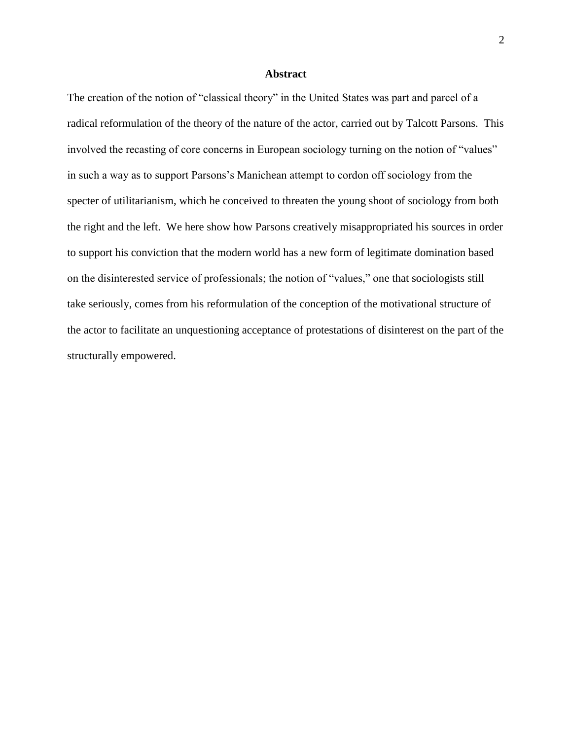## Abstract

The creation of the notion of "classical theory" in the United States was part and parcel of a radical reformulation of the theory of the nature of the actor, carried out by Talcott Parsons. This involved the recasting of core concerns in European sociology turning on the notion of "values" in such a way as to support Parsons's Manichean attempt to cordon off sociology from the specter of utilitarianism, which he conceived to threaten the young shoot of sociology from both the right and the left. We here show how Parsons creatively misappropriated his sources in order to support his conviction that the modern world has a new form of legitimate domination based on the disinterested service of professionals; the notion of "values," one that sociologists still take seriously, comes from his reformulation of the conception of the motivational structure of the actor to facilitate an unquestioning acceptance of protestations of disinterest on the part of the structurally empowered.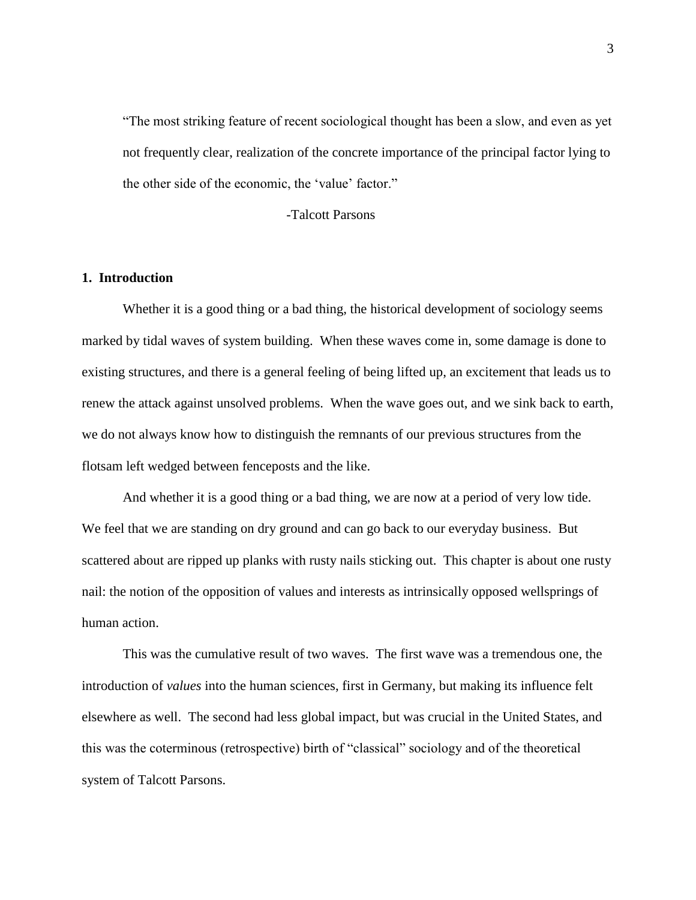> "The most striking feature of recent sociological thought has been a slow, and even as yet not frequently clear, realization of the concrete importance of the principal factor lying to the other side of the economic, the 'value' factor."
>
> -Talcott Parsons

## 1. Introduction

Whether it is a good thing or a bad thing, the historical development of sociology seems marked by tidal waves of system building. When these waves come in, some damage is done to existing structures, and there is a general feeling of being lifted up, an excitement that leads us to renew the attack against unsolved problems. When the wave goes out, and we sink back to earth, we do not always know how to distinguish the remnants of our previous structures from the flotsam left wedged between fenceposts and the like.

And whether it is a good thing or a bad thing, we are now at a period of very low tide. We feel that we are standing on dry ground and can go back to our everyday business. But scattered about are ripped up planks with rusty nails sticking out. This chapter is about one rusty nail: the notion of the opposition of values and interests as intrinsically opposed wellsprings of human action.

This was the cumulative result of two waves. The first wave was a tremendous one, the introduction of *values* into the human sciences, first in Germany, but making its influence felt elsewhere as well. The second had less global impact, but was crucial in the United States, and this was the coterminous (retrospective) birth of "classical" sociology and of the theoretical system of Talcott Parsons.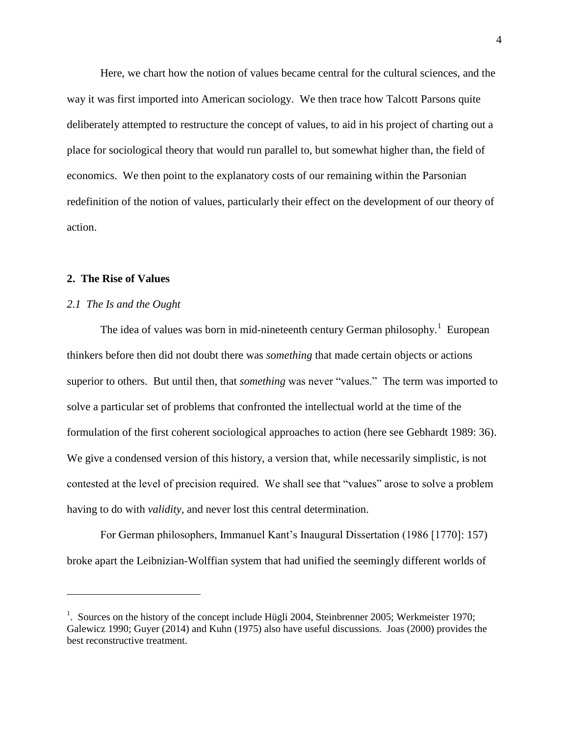Here, we chart how the notion of values became central for the cultural sciences, and the way it was first imported into American sociology. We then trace how Talcott Parsons quite deliberately attempted to restructure the concept of values, to aid in his project of charting out a place for sociological theory that would run parallel to, but somewhat higher than, the field of economics. We then point to the explanatory costs of our remaining within the Parsonian redefinition of the notion of values, particularly their effect on the development of our theory of action.

## 2. The Rise of Values

### *2.1 The Is and the Ought*

The idea of values was born in mid-nineteenth century German philosophy.[1] European thinkers before then did not doubt there was *something* that made certain objects or actions superior to others. But until then, that *something* was never "values." The term was imported to solve a particular set of problems that confronted the intellectual world at the time of the formulation of the first coherent sociological approaches to action (here see Gebhardt 1989: 36). We give a condensed version of this history, a version that, while necessarily simplistic, is not contested at the level of precision required. We shall see that "values" arose to solve a problem having to do with *validity*, and never lost this central determination.

For German philosophers, Immanuel Kant's Inaugural Dissertation (1986 [1770]: 157) broke apart the Leibnizian-Wolffian system that had unified the seemingly different worlds of

---

[1]. Sources on the history of the concept include Hügli 2004, Steinbrenner 2005; Werkmeister 1970; Galewicz 1990; Guyer (2014) and Kuhn (1975) also have useful discussions. Joas (2000) provides the best reconstructive treatment.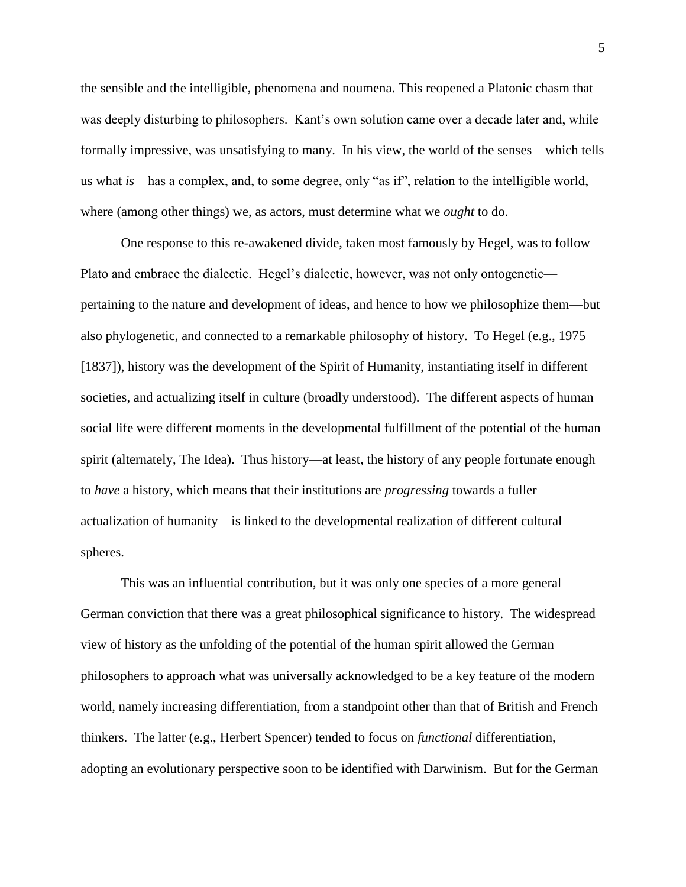the sensible and the intelligible, phenomena and noumena. This reopened a Platonic chasm that was deeply disturbing to philosophers. Kant's own solution came over a decade later and, while formally impressive, was unsatisfying to many. In his view, the world of the senses—which tells us what *is*—has a complex, and, to some degree, only "as if", relation to the intelligible world, where (among other things) we, as actors, must determine what we *ought* to do.

One response to this re-awakened divide, taken most famously by Hegel, was to follow Plato and embrace the dialectic. Hegel's dialectic, however, was not only ontogenetic—pertaining to the nature and development of ideas, and hence to how we philosophize them—but also phylogenetic, and connected to a remarkable philosophy of history. To Hegel (e.g., 1975 [1837]), history was the development of the Spirit of Humanity, instantiating itself in different societies, and actualizing itself in culture (broadly understood). The different aspects of human social life were different moments in the developmental fulfillment of the potential of the human spirit (alternately, The Idea). Thus history—at least, the history of any people fortunate enough to *have* a history, which means that their institutions are *progressing* towards a fuller actualization of humanity—is linked to the developmental realization of different cultural spheres.

This was an influential contribution, but it was only one species of a more general German conviction that there was a great philosophical significance to history. The widespread view of history as the unfolding of the potential of the human spirit allowed the German philosophers to approach what was universally acknowledged to be a key feature of the modern world, namely increasing differentiation, from a standpoint other than that of British and French thinkers. The latter (e.g., Herbert Spencer) tended to focus on *functional* differentiation, adopting an evolutionary perspective soon to be identified with Darwinism. But for the German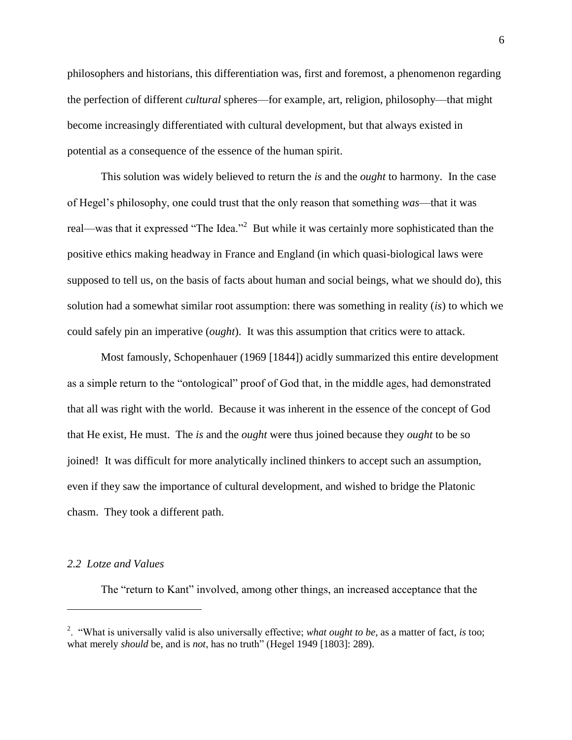philosophers and historians, this differentiation was, first and foremost, a phenomenon regarding the perfection of different *cultural* spheres—for example, art, religion, philosophy—that might become increasingly differentiated with cultural development, but that always existed in potential as a consequence of the essence of the human spirit.

This solution was widely believed to return the *is* and the *ought* to harmony. In the case of Hegel's philosophy, one could trust that the only reason that something *was*—that it was real—was that it expressed "The Idea."[2] But while it was certainly more sophisticated than the positive ethics making headway in France and England (in which quasi-biological laws were supposed to tell us, on the basis of facts about human and social beings, what we should do), this solution had a somewhat similar root assumption: there was something in reality (*is*) to which we could safely pin an imperative (*ought*). It was this assumption that critics were to attack.

Most famously, Schopenhauer (1969 [1844]) acidly summarized this entire development as a simple return to the "ontological" proof of God that, in the middle ages, had demonstrated that all was right with the world. Because it was inherent in the essence of the concept of God that He exist, He must. The *is* and the *ought* were thus joined because they *ought* to be so joined! It was difficult for more analytically inclined thinkers to accept such an assumption, even if they saw the importance of cultural development, and wished to bridge the Platonic chasm. They took a different path.

### *2.2 Lotze and Values*

The "return to Kant" involved, among other things, an increased acceptance that the

---

[2]. "What is universally valid is also universally effective; *what ought to be*, as a matter of fact, *is* too; what merely *should* be, and is *not*, has no truth" (Hegel 1949 [1803]: 289).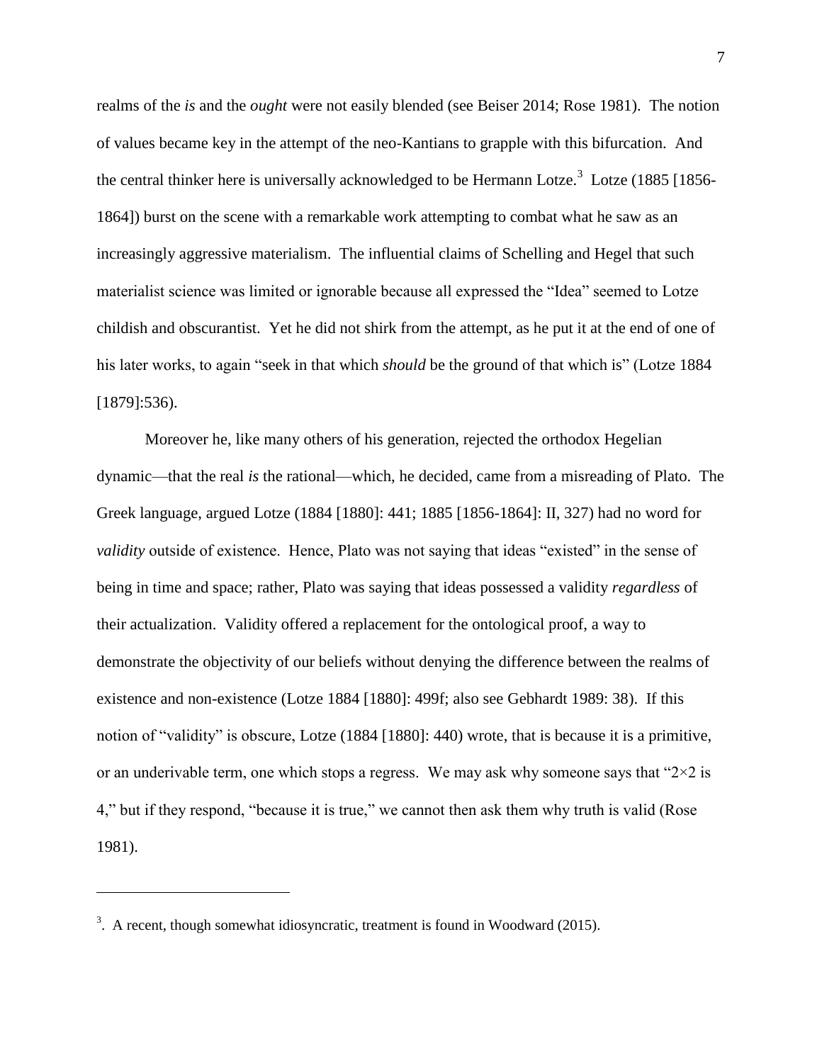realms of the *is* and the *ought* were not easily blended (see Beiser 2014; Rose 1981). The notion of values became key in the attempt of the neo-Kantians to grapple with this bifurcation. And the central thinker here is universally acknowledged to be Hermann Lotze.[3] Lotze (1885 [1856-1864]) burst on the scene with a remarkable work attempting to combat what he saw as an increasingly aggressive materialism. The influential claims of Schelling and Hegel that such materialist science was limited or ignorable because all expressed the "Idea" seemed to Lotze childish and obscurantist. Yet he did not shirk from the attempt, as he put it at the end of one of his later works, to again "seek in that which *should* be the ground of that which is" (Lotze 1884 [1879]:536).

Moreover he, like many others of his generation, rejected the orthodox Hegelian dynamic—that the real *is* the rational—which, he decided, came from a misreading of Plato. The Greek language, argued Lotze (1884 [1880]: 441; 1885 [1856-1864]: II, 327) had no word for *validity* outside of existence. Hence, Plato was not saying that ideas "existed" in the sense of being in time and space; rather, Plato was saying that ideas possessed a validity *regardless* of their actualization. Validity offered a replacement for the ontological proof, a way to demonstrate the objectivity of our beliefs without denying the difference between the realms of existence and non-existence (Lotze 1884 [1880]: 499f; also see Gebhardt 1989: 38). If this notion of "validity" is obscure, Lotze (1884 [1880]: 440) wrote, that is because it is a primitive, or an underivable term, one which stops a regress. We may ask why someone says that "2×2 is 4," but if they respond, "because it is true," we cannot then ask them why truth is valid (Rose 1981).

---

[3]. A recent, though somewhat idiosyncratic, treatment is found in Woodward (2015).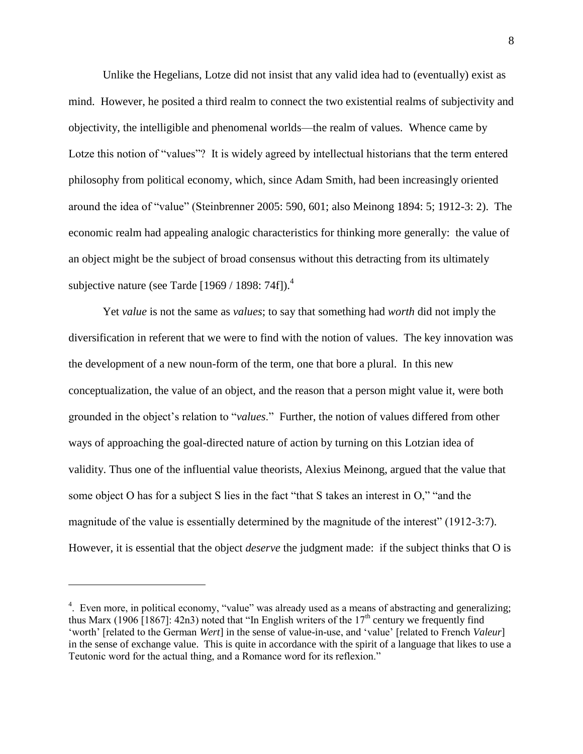Unlike the Hegelians, Lotze did not insist that any valid idea had to (eventually) exist as mind. However, he posited a third realm to connect the two existential realms of subjectivity and objectivity, the intelligible and phenomenal worlds—the realm of values. Whence came by Lotze this notion of "values"? It is widely agreed by intellectual historians that the term entered philosophy from political economy, which, since Adam Smith, had been increasingly oriented around the idea of "value" (Steinbrenner 2005: 590, 601; also Meinong 1894: 5; 1912-3: 2). The economic realm had appealing analogic characteristics for thinking more generally: the value of an object might be the subject of broad consensus without this detracting from its ultimately subjective nature (see Tarde [1969 / 1898: 74f]).[4]

Yet *value* is not the same as *values*; to say that something had *worth* did not imply the diversification in referent that we were to find with the notion of values. The key innovation was the development of a new noun-form of the term, one that bore a plural. In this new conceptualization, the value of an object, and the reason that a person might value it, were both grounded in the object's relation to "*values*." Further, the notion of values differed from other ways of approaching the goal-directed nature of action by turning on this Lotzian idea of validity. Thus one of the influential value theorists, Alexius Meinong, argued that the value that some object O has for a subject S lies in the fact "that S takes an interest in O," "and the magnitude of the value is essentially determined by the magnitude of the interest" (1912-3:7). However, it is essential that the object *deserve* the judgment made: if the subject thinks that O is

---

[4]. Even more, in political economy, "value" was already used as a means of abstracting and generalizing; thus Marx (1906 [1867]: 42n3) noted that "In English writers of the 17th century we frequently find 'worth' [related to the German *Wert*] in the sense of value-in-use, and 'value' [related to French *Valeur*] in the sense of exchange value. This is quite in accordance with the spirit of a language that likes to use a Teutonic word for the actual thing, and a Romance word for its reflexion."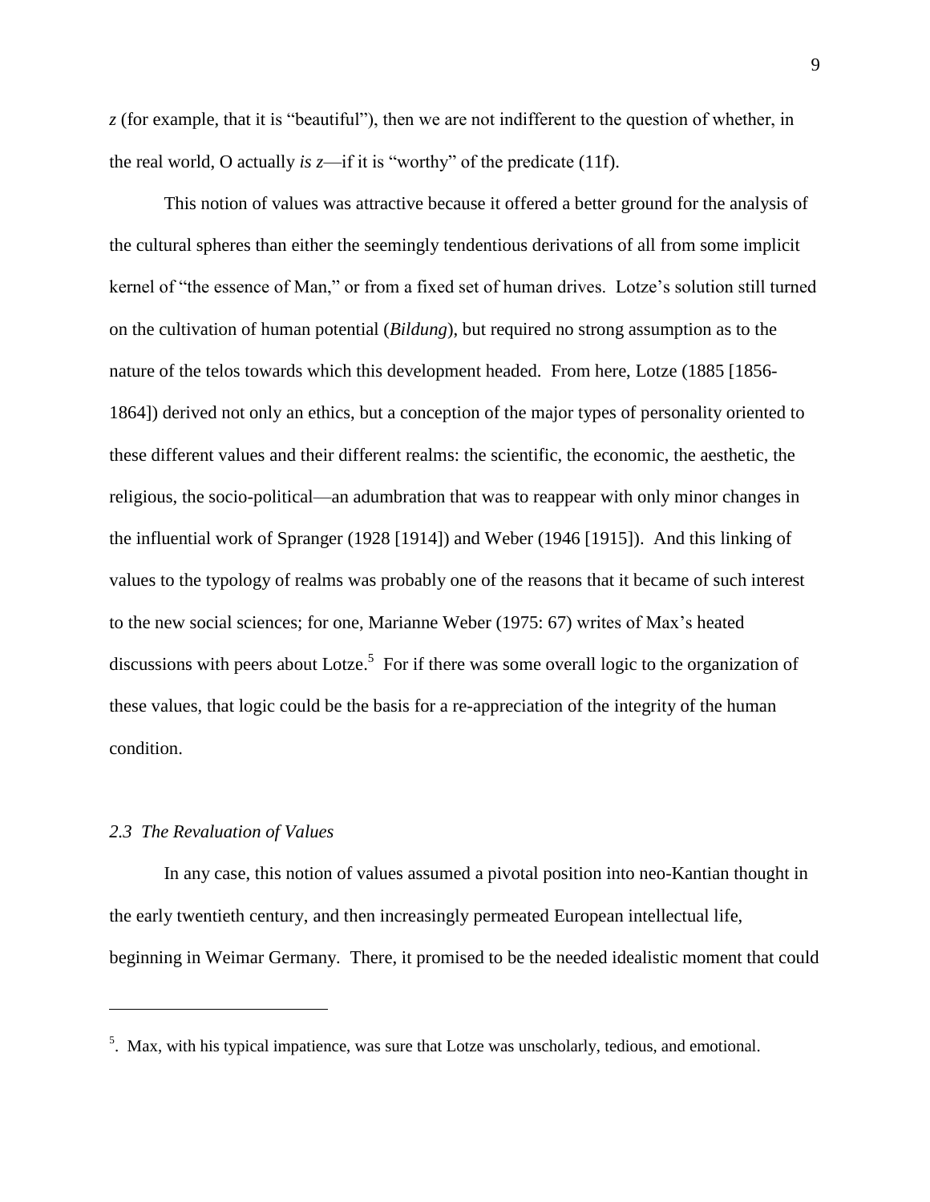*z* (for example, that it is "beautiful"), then we are not indifferent to the question of whether, in the real world, O actually *is z*—if it is "worthy" of the predicate (11f).

This notion of values was attractive because it offered a better ground for the analysis of the cultural spheres than either the seemingly tendentious derivations of all from some implicit kernel of "the essence of Man," or from a fixed set of human drives. Lotze's solution still turned on the cultivation of human potential (*Bildung*), but required no strong assumption as to the nature of the telos towards which this development headed. From here, Lotze (1885 [1856-1864]) derived not only an ethics, but a conception of the major types of personality oriented to these different values and their different realms: the scientific, the economic, the aesthetic, the religious, the socio-political—an adumbration that was to reappear with only minor changes in the influential work of Spranger (1928 [1914]) and Weber (1946 [1915]). And this linking of values to the typology of realms was probably one of the reasons that it became of such interest to the new social sciences; for one, Marianne Weber (1975: 67) writes of Max's heated discussions with peers about Lotze.[5] For if there was some overall logic to the organization of these values, that logic could be the basis for a re-appreciation of the integrity of the human condition.

### *2.3 The Revaluation of Values*

In any case, this notion of values assumed a pivotal position into neo-Kantian thought in the early twentieth century, and then increasingly permeated European intellectual life, beginning in Weimar Germany. There, it promised to be the needed idealistic moment that could

---

[5]. Max, with his typical impatience, was sure that Lotze was unscholarly, tedious, and emotional.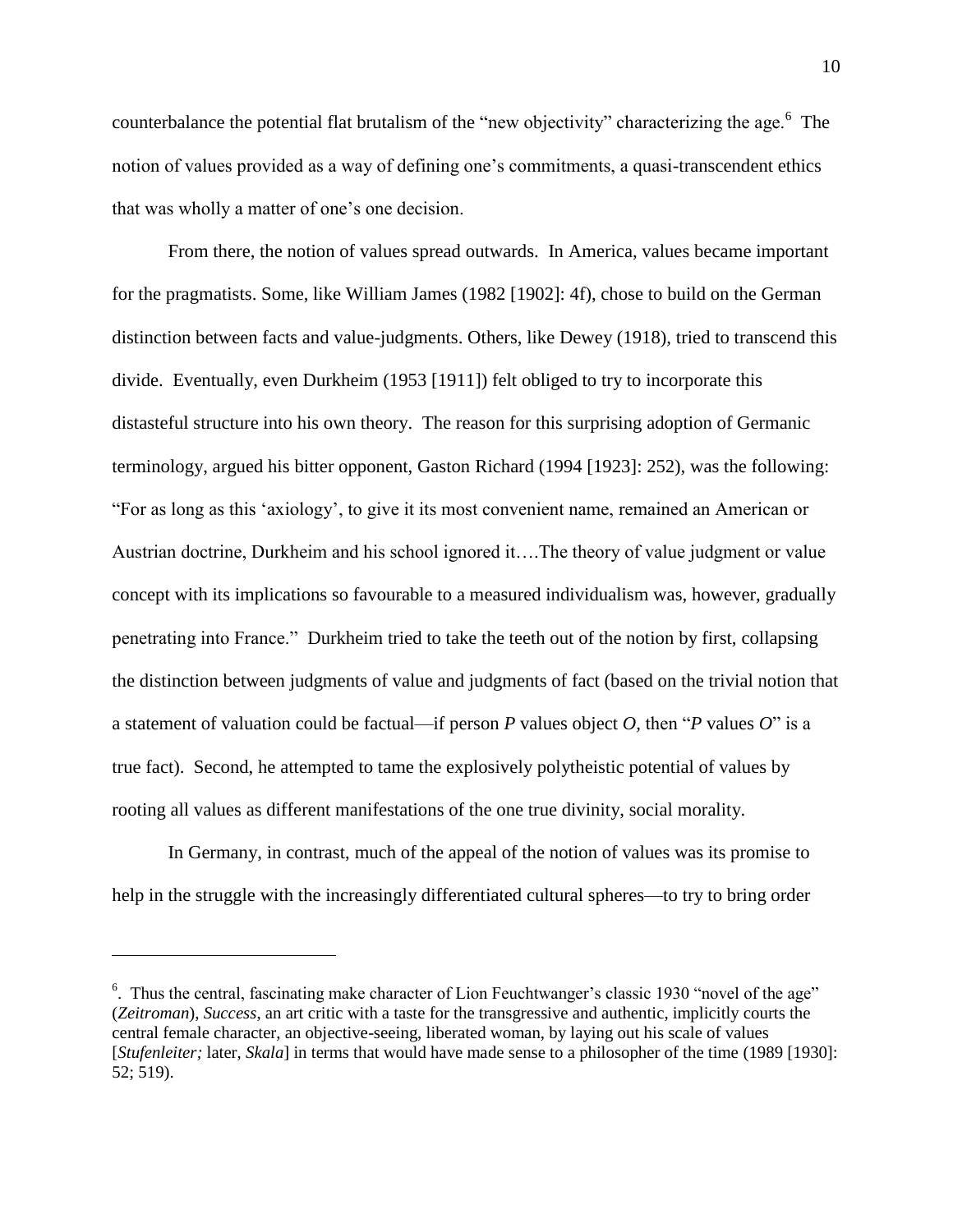counterbalance the potential flat brutalism of the "new objectivity" characterizing the age.[6] The notion of values provided as a way of defining one's commitments, a quasi-transcendent ethics that was wholly a matter of one's one decision.

From there, the notion of values spread outwards. In America, values became important for the pragmatists. Some, like William James (1982 [1902]: 4f), chose to build on the German distinction between facts and value-judgments. Others, like Dewey (1918), tried to transcend this divide. Eventually, even Durkheim (1953 [1911]) felt obliged to try to incorporate this distasteful structure into his own theory. The reason for this surprising adoption of Germanic terminology, argued his bitter opponent, Gaston Richard (1994 [1923]: 252), was the following: "For as long as this 'axiology', to give it its most convenient name, remained an American or Austrian doctrine, Durkheim and his school ignored it….The theory of value judgment or value concept with its implications so favourable to a measured individualism was, however, gradually penetrating into France." Durkheim tried to take the teeth out of the notion by first, collapsing the distinction between judgments of value and judgments of fact (based on the trivial notion that a statement of valuation could be factual—if person *P* values object *O,* then "*P* values *O*" is a true fact). Second, he attempted to tame the explosively polytheistic potential of values by rooting all values as different manifestations of the one true divinity, social morality.

In Germany, in contrast, much of the appeal of the notion of values was its promise to help in the struggle with the increasingly differentiated cultural spheres—to try to bring order

---

[6]. Thus the central, fascinating make character of Lion Feuchtwanger's classic 1930 "novel of the age" (*Zeitroman*), *Success*, an art critic with a taste for the transgressive and authentic, implicitly courts the central female character, an objective-seeing, liberated woman, by laying out his scale of values [*Stufenleiter;* later, *Skala*] in terms that would have made sense to a philosopher of the time (1989 [1930]: 52; 519).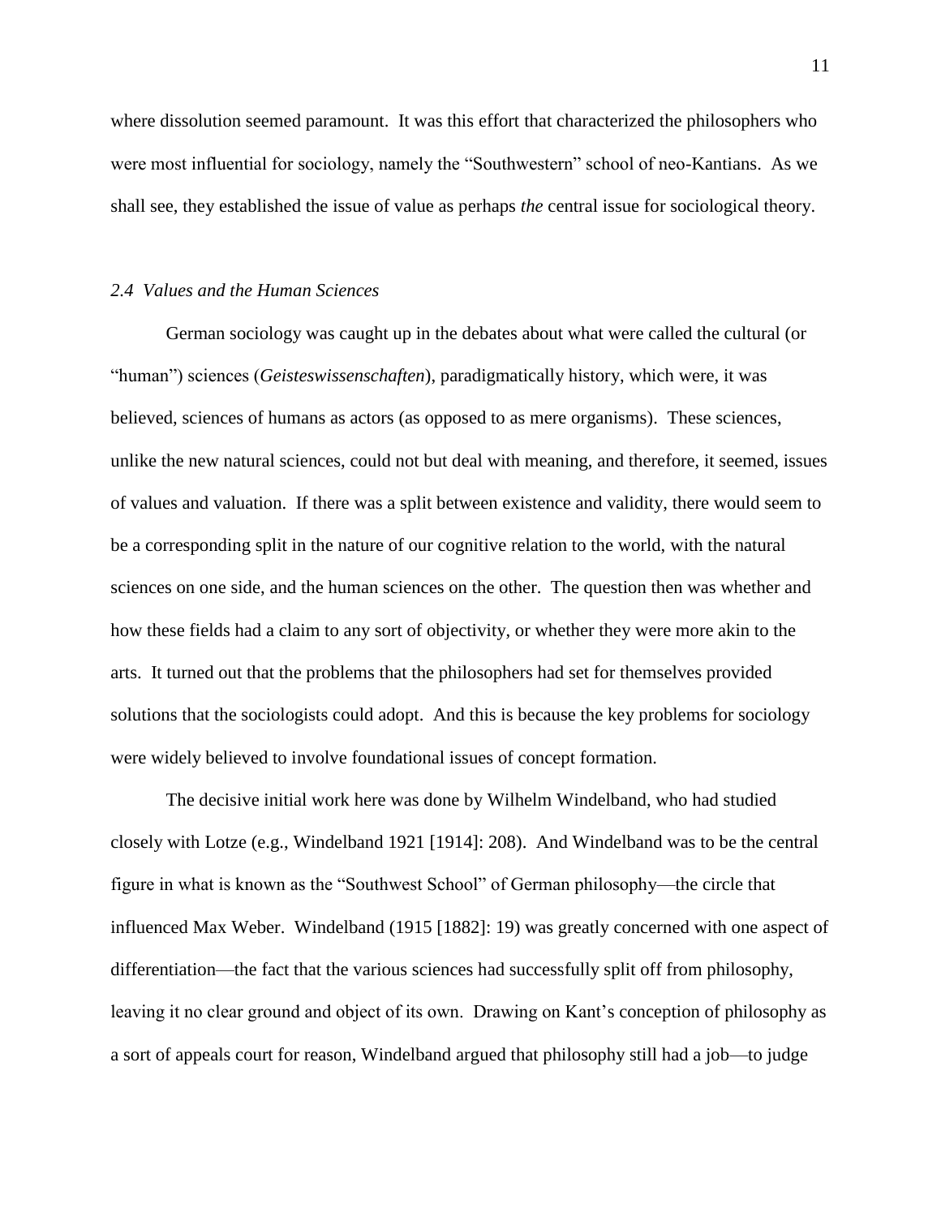where dissolution seemed paramount. It was this effort that characterized the philosophers who were most influential for sociology, namely the "Southwestern" school of neo-Kantians. As we shall see, they established the issue of value as perhaps *the* central issue for sociological theory.

### *2.4 Values and the Human Sciences*

German sociology was caught up in the debates about what were called the cultural (or "human") sciences (*Geisteswissenschaften*), paradigmatically history, which were, it was believed, sciences of humans as actors (as opposed to as mere organisms). These sciences, unlike the new natural sciences, could not but deal with meaning, and therefore, it seemed, issues of values and valuation. If there was a split between existence and validity, there would seem to be a corresponding split in the nature of our cognitive relation to the world, with the natural sciences on one side, and the human sciences on the other. The question then was whether and how these fields had a claim to any sort of objectivity, or whether they were more akin to the arts. It turned out that the problems that the philosophers had set for themselves provided solutions that the sociologists could adopt. And this is because the key problems for sociology were widely believed to involve foundational issues of concept formation.

The decisive initial work here was done by Wilhelm Windelband, who had studied closely with Lotze (e.g., Windelband 1921 [1914]: 208). And Windelband was to be the central figure in what is known as the "Southwest School" of German philosophy—the circle that influenced Max Weber. Windelband (1915 [1882]: 19) was greatly concerned with one aspect of differentiation—the fact that the various sciences had successfully split off from philosophy, leaving it no clear ground and object of its own. Drawing on Kant's conception of philosophy as a sort of appeals court for reason, Windelband argued that philosophy still had a job—to judge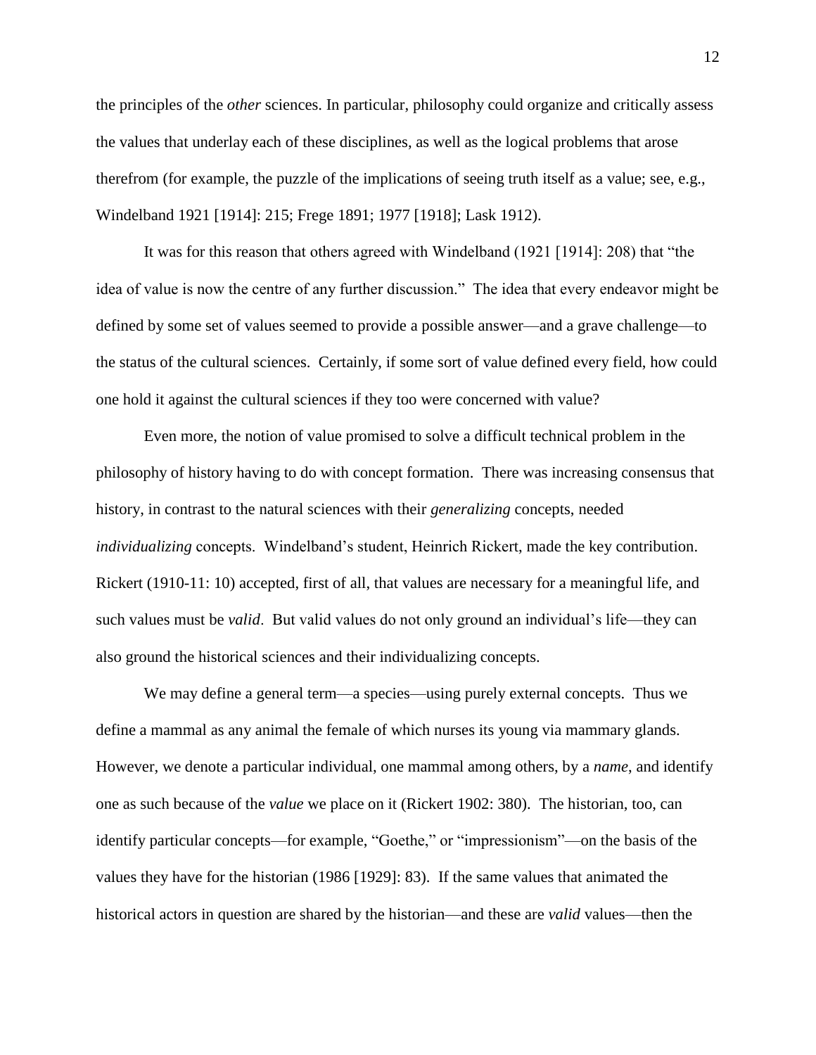the principles of the *other* sciences. In particular, philosophy could organize and critically assess the values that underlay each of these disciplines, as well as the logical problems that arose therefrom (for example, the puzzle of the implications of seeing truth itself as a value; see, e.g., Windelband 1921 [1914]: 215; Frege 1891; 1977 [1918]; Lask 1912).

It was for this reason that others agreed with Windelband (1921 [1914]: 208) that "the idea of value is now the centre of any further discussion." The idea that every endeavor might be defined by some set of values seemed to provide a possible answer—and a grave challenge—to the status of the cultural sciences. Certainly, if some sort of value defined every field, how could one hold it against the cultural sciences if they too were concerned with value?

Even more, the notion of value promised to solve a difficult technical problem in the philosophy of history having to do with concept formation. There was increasing consensus that history, in contrast to the natural sciences with their *generalizing* concepts, needed *individualizing* concepts. Windelband's student, Heinrich Rickert, made the key contribution. Rickert (1910-11: 10) accepted, first of all, that values are necessary for a meaningful life, and such values must be *valid*. But valid values do not only ground an individual's life—they can also ground the historical sciences and their individualizing concepts.

We may define a general term—a species—using purely external concepts. Thus we define a mammal as any animal the female of which nurses its young via mammary glands. However, we denote a particular individual, one mammal among others, by a *name*, and identify one as such because of the *value* we place on it (Rickert 1902: 380). The historian, too, can identify particular concepts—for example, "Goethe," or "impressionism"—on the basis of the values they have for the historian (1986 [1929]: 83). If the same values that animated the historical actors in question are shared by the historian—and these are *valid* values—then the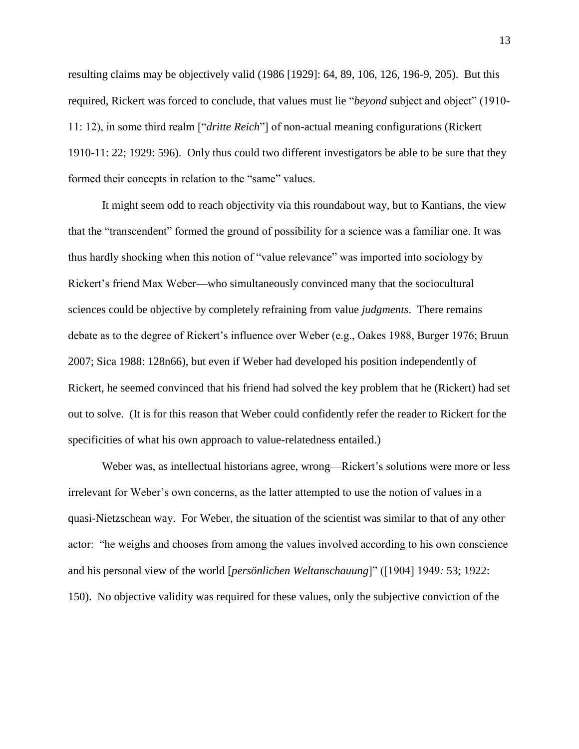resulting claims may be objectively valid (1986 [1929]: 64, 89, 106, 126, 196-9, 205). But this required, Rickert was forced to conclude, that values must lie "*beyond* subject and object" (1910-11: 12), in some third realm ["*dritte Reich*"] of non-actual meaning configurations (Rickert 1910-11: 22; 1929: 596). Only thus could two different investigators be able to be sure that they formed their concepts in relation to the "same" values.

It might seem odd to reach objectivity via this roundabout way, but to Kantians, the view that the "transcendent" formed the ground of possibility for a science was a familiar one. It was thus hardly shocking when this notion of "value relevance" was imported into sociology by Rickert's friend Max Weber—who simultaneously convinced many that the sociocultural sciences could be objective by completely refraining from value *judgments*. There remains debate as to the degree of Rickert's influence over Weber (e.g., Oakes 1988, Burger 1976; Bruun 2007; Sica 1988: 128n66), but even if Weber had developed his position independently of Rickert, he seemed convinced that his friend had solved the key problem that he (Rickert) had set out to solve. (It is for this reason that Weber could confidently refer the reader to Rickert for the specificities of what his own approach to value-relatedness entailed.)

Weber was, as intellectual historians agree, wrong—Rickert's solutions were more or less irrelevant for Weber's own concerns, as the latter attempted to use the notion of values in a quasi-Nietzschean way. For Weber, the situation of the scientist was similar to that of any other actor: "he weighs and chooses from among the values involved according to his own conscience and his personal view of the world [*persönlichen Weltanschauung*]" ([1904] 1949*:* 53; 1922: 150). No objective validity was required for these values, only the subjective conviction of the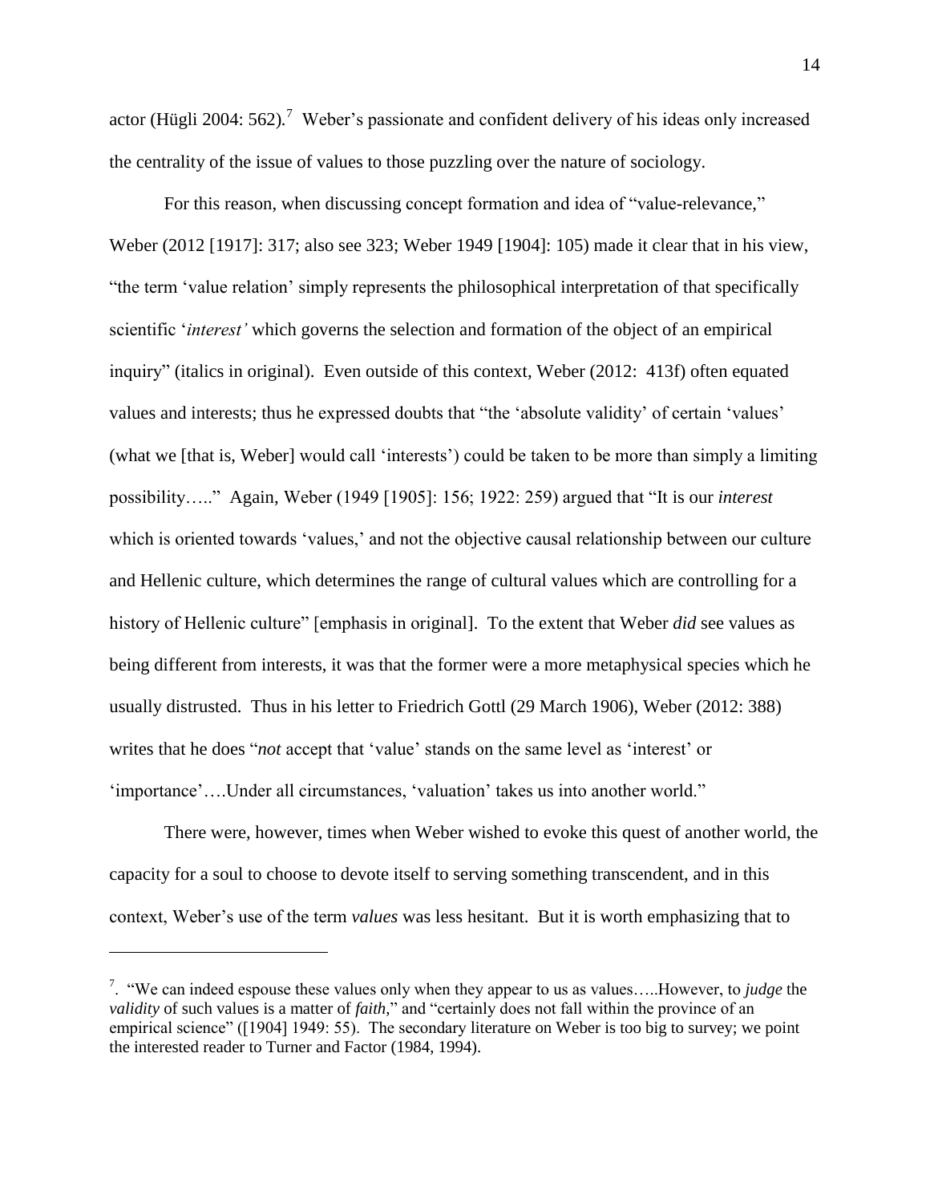actor (Hügli 2004: 562).[7] Weber's passionate and confident delivery of his ideas only increased the centrality of the issue of values to those puzzling over the nature of sociology.

For this reason, when discussing concept formation and idea of "value-relevance," Weber (2012 [1917]: 317; also see 323; Weber 1949 [1904]: 105) made it clear that in his view, "the term 'value relation' simply represents the philosophical interpretation of that specifically scientific '*interest'* which governs the selection and formation of the object of an empirical inquiry" (italics in original). Even outside of this context, Weber (2012: 413f) often equated values and interests; thus he expressed doubts that "the 'absolute validity' of certain 'values' (what we [that is, Weber] would call 'interests') could be taken to be more than simply a limiting possibility….." Again, Weber (1949 [1905]: 156; 1922: 259) argued that "It is our *interest* which is oriented towards 'values,' and not the objective causal relationship between our culture and Hellenic culture, which determines the range of cultural values which are controlling for a history of Hellenic culture" [emphasis in original]. To the extent that Weber *did* see values as being different from interests, it was that the former were a more metaphysical species which he usually distrusted. Thus in his letter to Friedrich Gottl (29 March 1906), Weber (2012: 388) writes that he does "*not* accept that 'value' stands on the same level as 'interest' or 'importance'….Under all circumstances, 'valuation' takes us into another world."

There were, however, times when Weber wished to evoke this quest of another world, the capacity for a soul to choose to devote itself to serving something transcendent, and in this context, Weber's use of the term *values* was less hesitant. But it is worth emphasizing that to

---

[7]. "We can indeed espouse these values only when they appear to us as values…..However, to *judge* the *validity* of such values is a matter of *faith*," and "certainly does not fall within the province of an empirical science" ([1904] 1949: 55). The secondary literature on Weber is too big to survey; we point the interested reader to Turner and Factor (1984, 1994).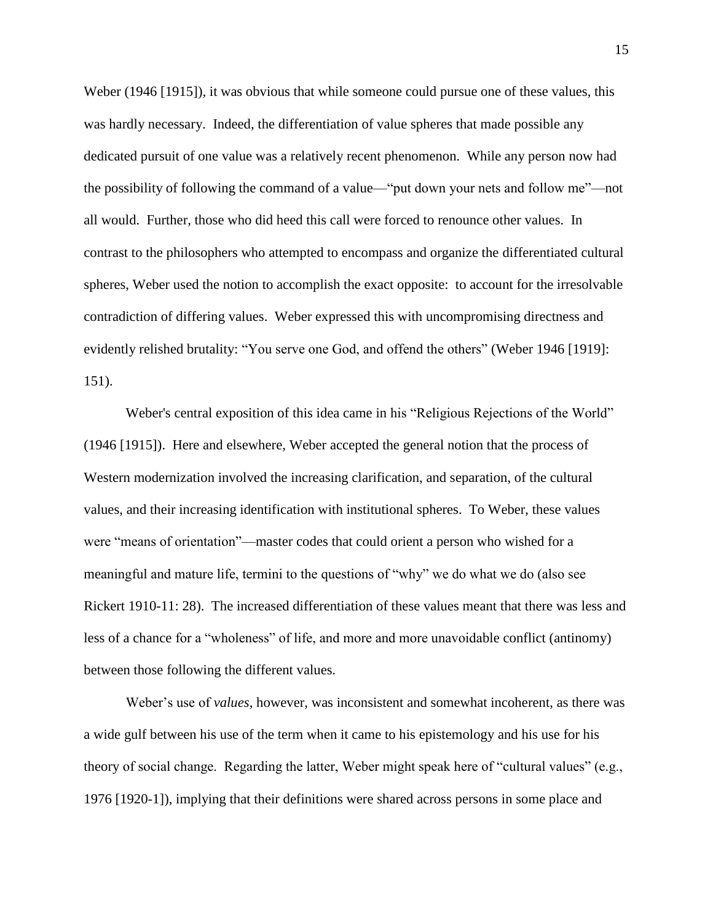Weber (1946 [1915]), it was obvious that while someone could pursue one of these values, this was hardly necessary. Indeed, the differentiation of value spheres that made possible any dedicated pursuit of one value was a relatively recent phenomenon. While any person now had the possibility of following the command of a value—"put down your nets and follow me"—not all would. Further, those who did heed this call were forced to renounce other values. In contrast to the philosophers who attempted to encompass and organize the differentiated cultural spheres, Weber used the notion to accomplish the exact opposite: to account for the irresolvable contradiction of differing values. Weber expressed this with uncompromising directness and evidently relished brutality: "You serve one God, and offend the others" (Weber 1946 [1919]: 151).

Weber's central exposition of this idea came in his "Religious Rejections of the World" (1946 [1915]). Here and elsewhere, Weber accepted the general notion that the process of Western modernization involved the increasing clarification, and separation, of the cultural values, and their increasing identification with institutional spheres. To Weber, these values were "means of orientation"—master codes that could orient a person who wished for a meaningful and mature life, termini to the questions of "why" we do what we do (also see Rickert 1910-11: 28). The increased differentiation of these values meant that there was less and less of a chance for a "wholeness" of life, and more and more unavoidable conflict (antinomy) between those following the different values.

Weber's use of *values*, however, was inconsistent and somewhat incoherent, as there was a wide gulf between his use of the term when it came to his epistemology and his use for his theory of social change. Regarding the latter, Weber might speak here of "cultural values" (e.g., 1976 [1920-1]), implying that their definitions were shared across persons in some place and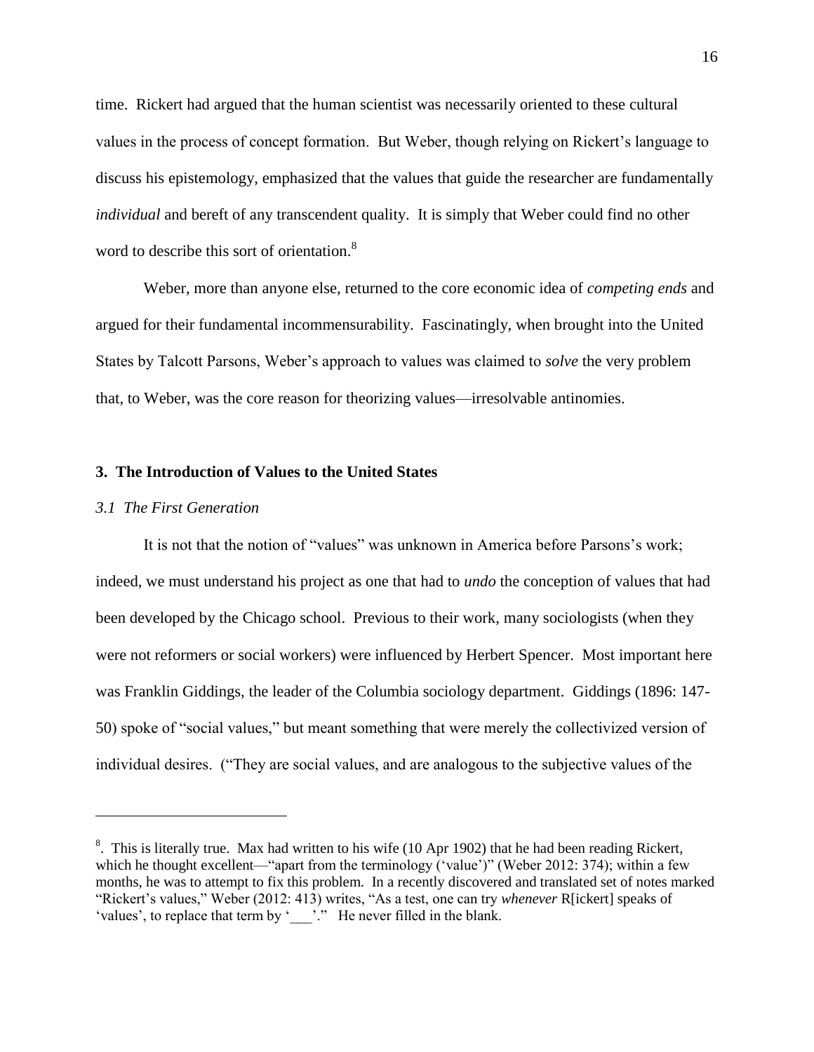time. Rickert had argued that the human scientist was necessarily oriented to these cultural values in the process of concept formation. But Weber, though relying on Rickert's language to discuss his epistemology, emphasized that the values that guide the researcher are fundamentally *individual* and bereft of any transcendent quality. It is simply that Weber could find no other word to describe this sort of orientation.[8]

Weber, more than anyone else, returned to the core economic idea of *competing ends* and argued for their fundamental incommensurability. Fascinatingly, when brought into the United States by Talcott Parsons, Weber's approach to values was claimed to *solve* the very problem that, to Weber, was the core reason for theorizing values—irresolvable antinomies.

## 3. The Introduction of Values to the United States

### *3.1 The First Generation*

It is not that the notion of "values" was unknown in America before Parsons's work; indeed, we must understand his project as one that had to *undo* the conception of values that had been developed by the Chicago school. Previous to their work, many sociologists (when they were not reformers or social workers) were influenced by Herbert Spencer. Most important here was Franklin Giddings, the leader of the Columbia sociology department. Giddings (1896: 147-50) spoke of "social values," but meant something that were merely the collectivized version of individual desires. ("They are social values, and are analogous to the subjective values of the

---

[8]. This is literally true. Max had written to his wife (10 Apr 1902) that he had been reading Rickert, which he thought excellent—"apart from the terminology ('value')" (Weber 2012: 374); within a few months, he was to attempt to fix this problem. In a recently discovered and translated set of notes marked "Rickert's values," Weber (2012: 413) writes, "As a test, one can try *whenever* R[ickert] speaks of 'values', to replace that term by '___'." He never filled in the blank.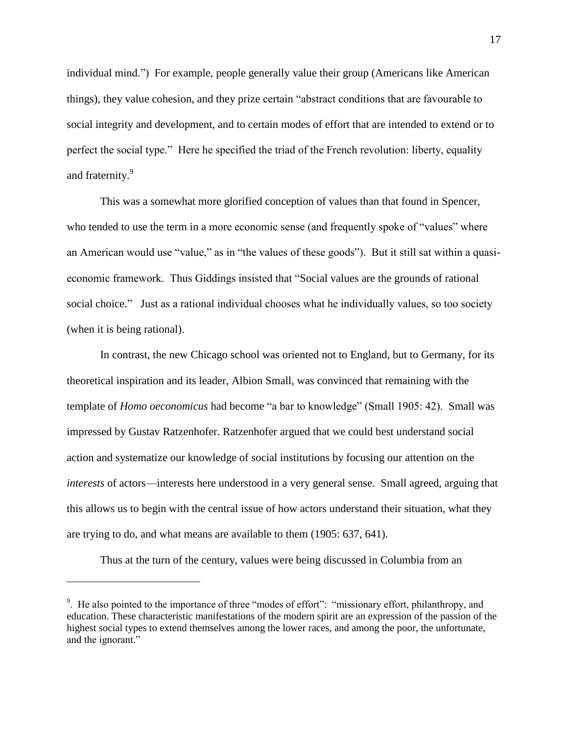individual mind.") For example, people generally value their group (Americans like American things), they value cohesion, and they prize certain "abstract conditions that are favourable to social integrity and development, and to certain modes of effort that are intended to extend or to perfect the social type." Here he specified the triad of the French revolution: liberty, equality and fraternity.[9]

This was a somewhat more glorified conception of values than that found in Spencer, who tended to use the term in a more economic sense (and frequently spoke of "values" where an American would use "value," as in "the values of these goods"). But it still sat within a quasi-economic framework. Thus Giddings insisted that "Social values are the grounds of rational social choice." Just as a rational individual chooses what he individually values, so too society (when it is being rational).

In contrast, the new Chicago school was oriented not to England, but to Germany, for its theoretical inspiration and its leader, Albion Small, was convinced that remaining with the template of *Homo oeconomicus* had become "a bar to knowledge" (Small 1905: 42). Small was impressed by Gustav Ratzenhofer. Ratzenhofer argued that we could best understand social action and systematize our knowledge of social institutions by focusing our attention on the *interests* of actors—interests here understood in a very general sense. Small agreed, arguing that this allows us to begin with the central issue of how actors understand their situation, what they are trying to do, and what means are available to them (1905: 637, 641).

Thus at the turn of the century, values were being discussed in Columbia from an

---

[9]. He also pointed to the importance of three "modes of effort": "missionary effort, philanthropy, and education. These characteristic manifestations of the modern spirit are an expression of the passion of the highest social types to extend themselves among the lower races, and among the poor, the unfortunate, and the ignorant."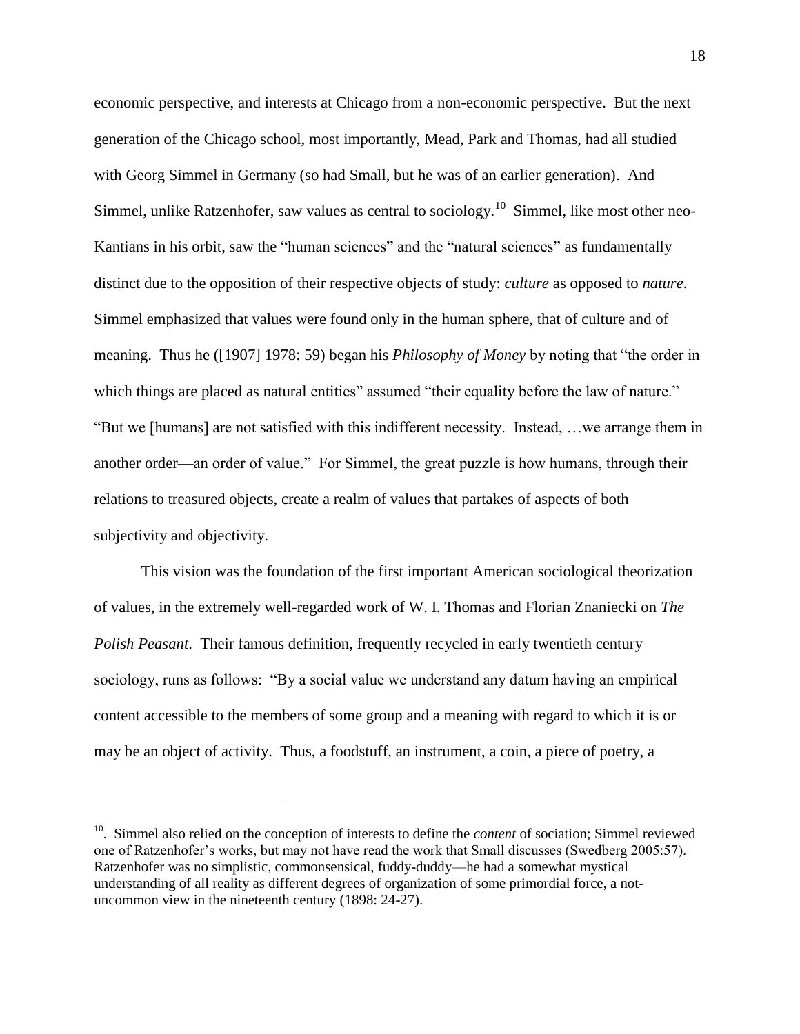economic perspective, and interests at Chicago from a non-economic perspective. But the next generation of the Chicago school, most importantly, Mead, Park and Thomas, had all studied with Georg Simmel in Germany (so had Small, but he was of an earlier generation). And Simmel, unlike Ratzenhofer, saw values as central to sociology.[10] Simmel, like most other neo-Kantians in his orbit, saw the "human sciences" and the "natural sciences" as fundamentally distinct due to the opposition of their respective objects of study: *culture* as opposed to *nature*. Simmel emphasized that values were found only in the human sphere, that of culture and of meaning. Thus he ([1907] 1978: 59) began his *Philosophy of Money* by noting that "the order in which things are placed as natural entities" assumed "their equality before the law of nature." "But we [humans] are not satisfied with this indifferent necessity. Instead, …we arrange them in another order—an order of value." For Simmel, the great puzzle is how humans, through their relations to treasured objects, create a realm of values that partakes of aspects of both subjectivity and objectivity.

This vision was the foundation of the first important American sociological theorization of values, in the extremely well-regarded work of W. I. Thomas and Florian Znaniecki on *The Polish Peasant*. Their famous definition, frequently recycled in early twentieth century sociology, runs as follows: "By a social value we understand any datum having an empirical content accessible to the members of some group and a meaning with regard to which it is or may be an object of activity. Thus, a foodstuff, an instrument, a coin, a piece of poetry, a

---

[10]. Simmel also relied on the conception of interests to define the *content* of sociation; Simmel reviewed one of Ratzenhofer's works, but may not have read the work that Small discusses (Swedberg 2005:57). Ratzenhofer was no simplistic, commonsensical, fuddy-duddy—he had a somewhat mystical understanding of all reality as different degrees of organization of some primordial force, a not-uncommon view in the nineteenth century (1898: 24-27).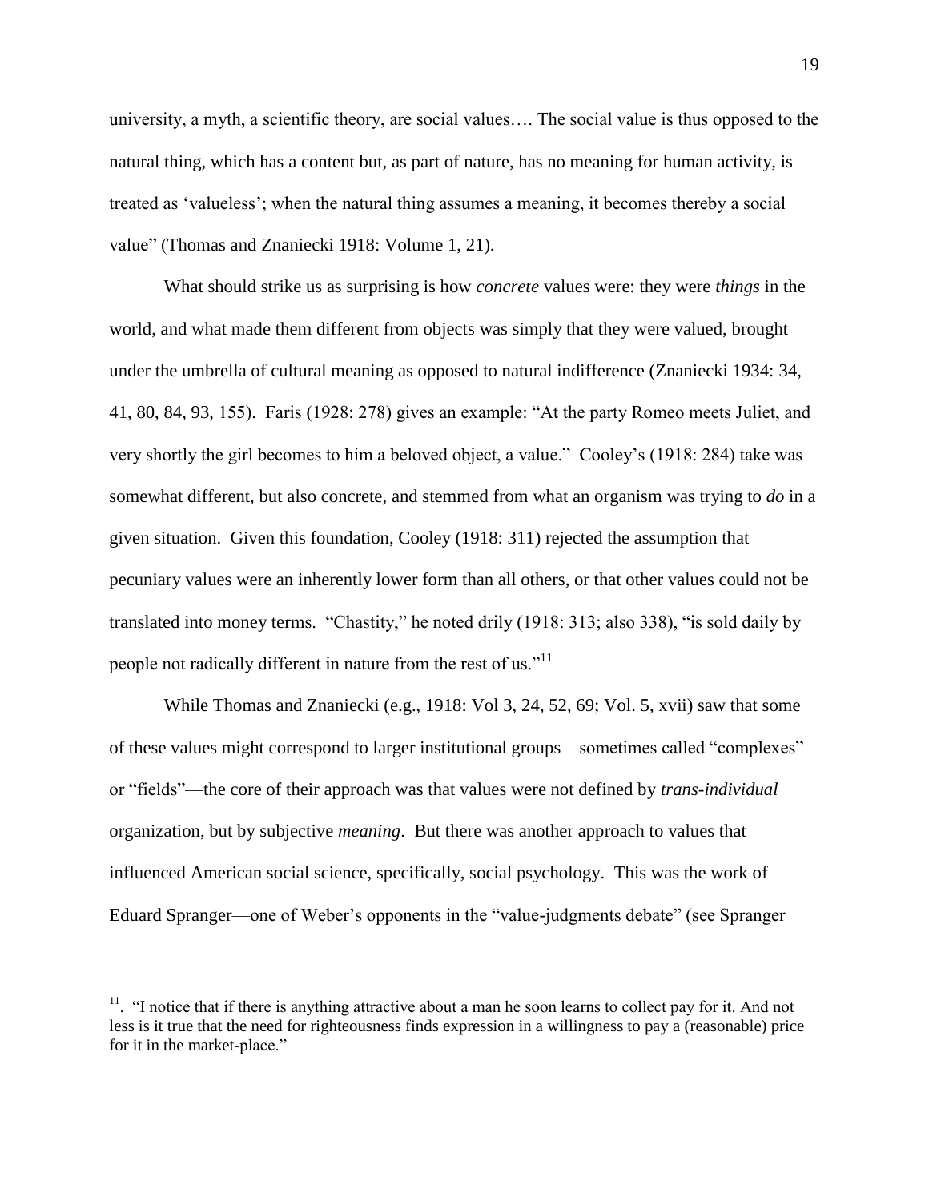university, a myth, a scientific theory, are social values…. The social value is thus opposed to the natural thing, which has a content but, as part of nature, has no meaning for human activity, is treated as 'valueless'; when the natural thing assumes a meaning, it becomes thereby a social value" (Thomas and Znaniecki 1918: Volume 1, 21).

What should strike us as surprising is how *concrete* values were: they were *things* in the world, and what made them different from objects was simply that they were valued, brought under the umbrella of cultural meaning as opposed to natural indifference (Znaniecki 1934: 34, 41, 80, 84, 93, 155). Faris (1928: 278) gives an example: "At the party Romeo meets Juliet, and very shortly the girl becomes to him a beloved object, a value." Cooley's (1918: 284) take was somewhat different, but also concrete, and stemmed from what an organism was trying to *do* in a given situation. Given this foundation, Cooley (1918: 311) rejected the assumption that pecuniary values were an inherently lower form than all others, or that other values could not be translated into money terms. "Chastity," he noted drily (1918: 313; also 338), "is sold daily by people not radically different in nature from the rest of us."[11]

While Thomas and Znaniecki (e.g., 1918: Vol 3, 24, 52, 69; Vol. 5, xvii) saw that some of these values might correspond to larger institutional groups—sometimes called "complexes" or "fields"—the core of their approach was that values were not defined by *trans-individual* organization, but by subjective *meaning*. But there was another approach to values that influenced American social science, specifically, social psychology. This was the work of Eduard Spranger—one of Weber's opponents in the "value-judgments debate" (see Spranger

---

[11]. "I notice that if there is anything attractive about a man he soon learns to collect pay for it. And not less is it true that the need for righteousness finds expression in a willingness to pay a (reasonable) price for it in the market-place."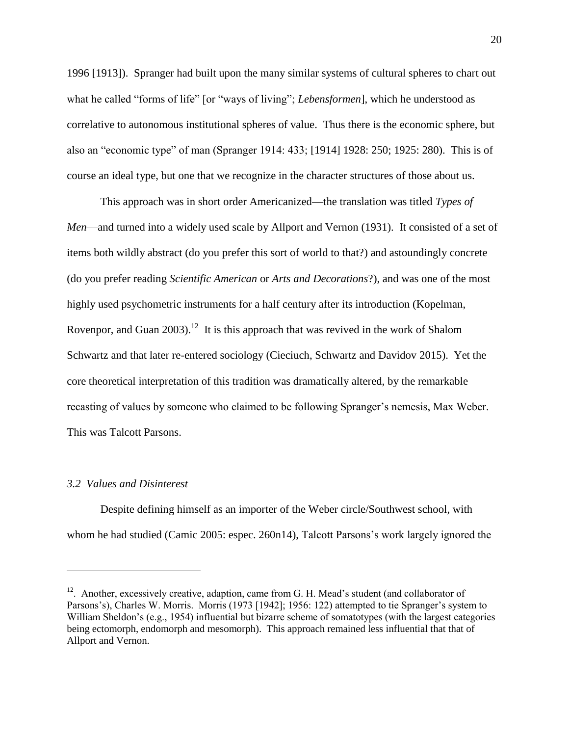1996 [1913]). Spranger had built upon the many similar systems of cultural spheres to chart out what he called "forms of life" [or "ways of living"; *Lebensformen*], which he understood as correlative to autonomous institutional spheres of value. Thus there is the economic sphere, but also an "economic type" of man (Spranger 1914: 433; [1914] 1928: 250; 1925: 280). This is of course an ideal type, but one that we recognize in the character structures of those about us.

This approach was in short order Americanized—the translation was titled *Types of Men*—and turned into a widely used scale by Allport and Vernon (1931). It consisted of a set of items both wildly abstract (do you prefer this sort of world to that?) and astoundingly concrete (do you prefer reading *Scientific American* or *Arts and Decorations*?), and was one of the most highly used psychometric instruments for a half century after its introduction (Kopelman, Rovenpor, and Guan 2003).[12] It is this approach that was revived in the work of Shalom Schwartz and that later re-entered sociology (Cieciuch, Schwartz and Davidov 2015). Yet the core theoretical interpretation of this tradition was dramatically altered, by the remarkable recasting of values by someone who claimed to be following Spranger's nemesis, Max Weber. This was Talcott Parsons.

### *3.2 Values and Disinterest*

Despite defining himself as an importer of the Weber circle/Southwest school, with whom he had studied (Camic 2005: espec. 260n14), Talcott Parsons's work largely ignored the

---

[12]. Another, excessively creative, adaption, came from G. H. Mead's student (and collaborator of Parsons's), Charles W. Morris. Morris (1973 [1942]; 1956: 122) attempted to tie Spranger's system to William Sheldon's (e.g., 1954) influential but bizarre scheme of somatotypes (with the largest categories being ectomorph, endomorph and mesomorph). This approach remained less influential that that of Allport and Vernon.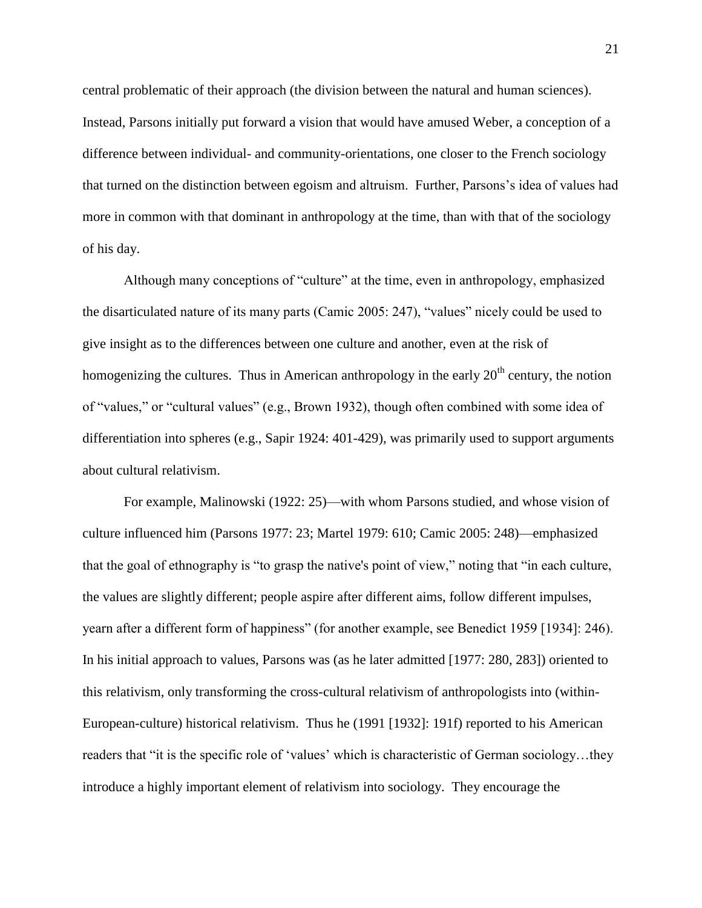central problematic of their approach (the division between the natural and human sciences). Instead, Parsons initially put forward a vision that would have amused Weber, a conception of a difference between individual- and community-orientations, one closer to the French sociology that turned on the distinction between egoism and altruism. Further, Parsons's idea of values had more in common with that dominant in anthropology at the time, than with that of the sociology of his day.

Although many conceptions of "culture" at the time, even in anthropology, emphasized the disarticulated nature of its many parts (Camic 2005: 247), "values" nicely could be used to give insight as to the differences between one culture and another, even at the risk of homogenizing the cultures. Thus in American anthropology in the early 20th century, the notion of "values," or "cultural values" (e.g., Brown 1932), though often combined with some idea of differentiation into spheres (e.g., Sapir 1924: 401-429), was primarily used to support arguments about cultural relativism.

For example, Malinowski (1922: 25)—with whom Parsons studied, and whose vision of culture influenced him (Parsons 1977: 23; Martel 1979: 610; Camic 2005: 248)—emphasized that the goal of ethnography is "to grasp the native's point of view," noting that "in each culture, the values are slightly different; people aspire after different aims, follow different impulses, yearn after a different form of happiness" (for another example, see Benedict 1959 [1934]: 246). In his initial approach to values, Parsons was (as he later admitted [1977: 280, 283]) oriented to this relativism, only transforming the cross-cultural relativism of anthropologists into (within-European-culture) historical relativism. Thus he (1991 [1932]: 191f) reported to his American readers that "it is the specific role of 'values' which is characteristic of German sociology…they introduce a highly important element of relativism into sociology. They encourage the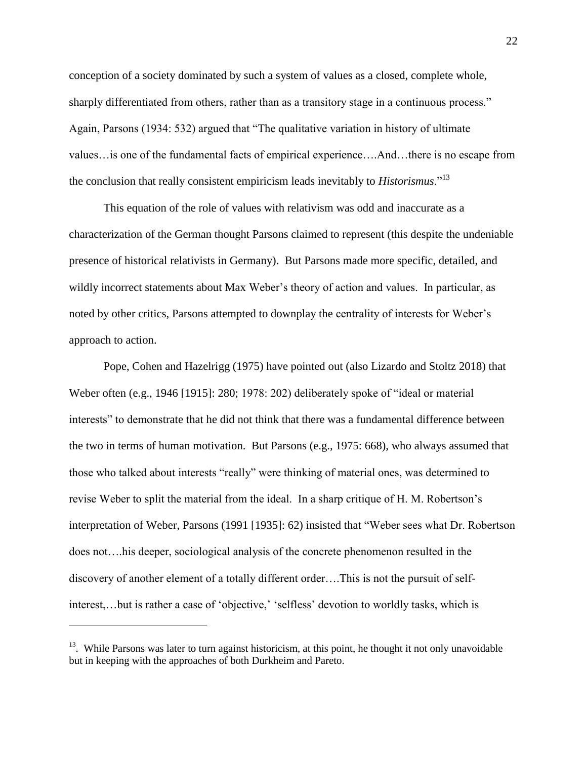conception of a society dominated by such a system of values as a closed, complete whole, sharply differentiated from others, rather than as a transitory stage in a continuous process." Again, Parsons (1934: 532) argued that "The qualitative variation in history of ultimate values…is one of the fundamental facts of empirical experience….And…there is no escape from the conclusion that really consistent empiricism leads inevitably to *Historismus*."[13]

This equation of the role of values with relativism was odd and inaccurate as a characterization of the German thought Parsons claimed to represent (this despite the undeniable presence of historical relativists in Germany). But Parsons made more specific, detailed, and wildly incorrect statements about Max Weber's theory of action and values. In particular, as noted by other critics, Parsons attempted to downplay the centrality of interests for Weber's approach to action.

Pope, Cohen and Hazelrigg (1975) have pointed out (also Lizardo and Stoltz 2018) that Weber often (e.g., 1946 [1915]: 280; 1978: 202) deliberately spoke of "ideal or material interests" to demonstrate that he did not think that there was a fundamental difference between the two in terms of human motivation. But Parsons (e.g., 1975: 668), who always assumed that those who talked about interests "really" were thinking of material ones, was determined to revise Weber to split the material from the ideal. In a sharp critique of H. M. Robertson's interpretation of Weber, Parsons (1991 [1935]: 62) insisted that "Weber sees what Dr. Robertson does not….his deeper, sociological analysis of the concrete phenomenon resulted in the discovery of another element of a totally different order….This is not the pursuit of self-interest,…but is rather a case of 'objective,' 'selfless' devotion to worldly tasks, which is

---

[13]. While Parsons was later to turn against historicism, at this point, he thought it not only unavoidable but in keeping with the approaches of both Durkheim and Pareto.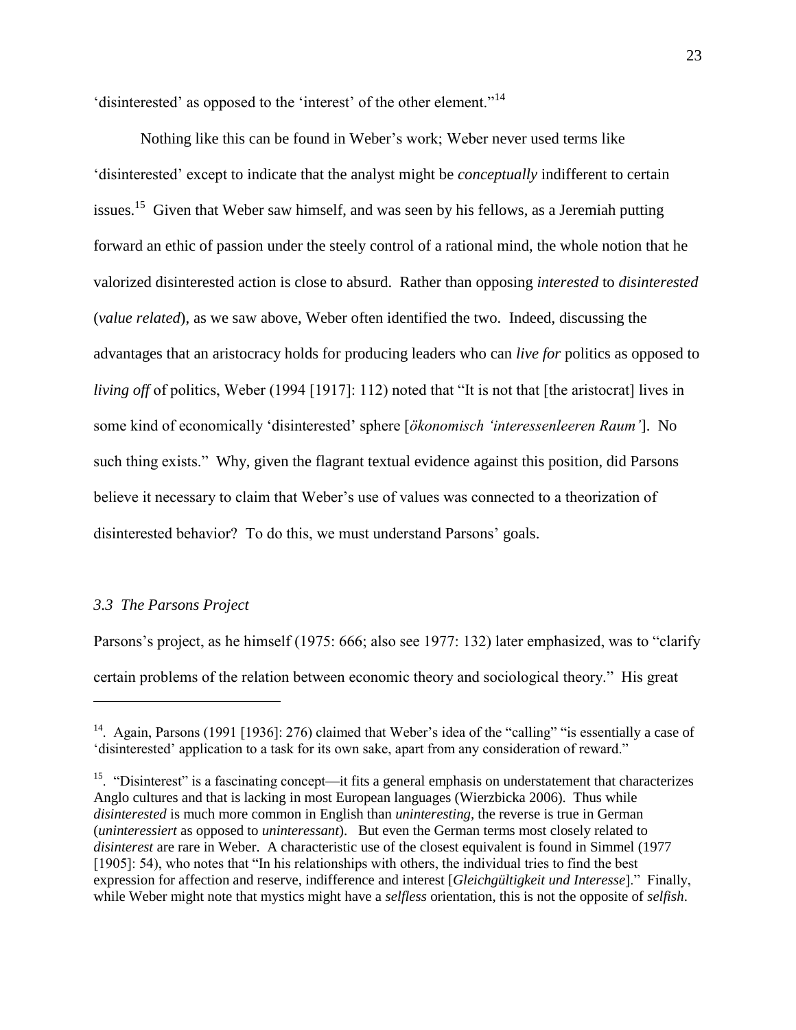'disinterested' as opposed to the 'interest' of the other element."[14]

Nothing like this can be found in Weber's work; Weber never used terms like 'disinterested' except to indicate that the analyst might be *conceptually* indifferent to certain issues.[15] Given that Weber saw himself, and was seen by his fellows, as a Jeremiah putting forward an ethic of passion under the steely control of a rational mind, the whole notion that he valorized disinterested action is close to absurd. Rather than opposing *interested* to *disinterested* (*value related*), as we saw above, Weber often identified the two. Indeed, discussing the advantages that an aristocracy holds for producing leaders who can *live for* politics as opposed to *living off* of politics, Weber (1994 [1917]: 112) noted that "It is not that [the aristocrat] lives in some kind of economically 'disinterested' sphere [*ökonomisch 'interessenleeren Raum'*]. No such thing exists." Why, given the flagrant textual evidence against this position, did Parsons believe it necessary to claim that Weber's use of values was connected to a theorization of disinterested behavior? To do this, we must understand Parsons' goals.

### *3.3 The Parsons Project*

Parsons's project, as he himself (1975: 666; also see 1977: 132) later emphasized, was to "clarify certain problems of the relation between economic theory and sociological theory." His great

---

[14]. Again, Parsons (1991 [1936]: 276) claimed that Weber's idea of the "calling" "is essentially a case of 'disinterested' application to a task for its own sake, apart from any consideration of reward."

[15]. "Disinterest" is a fascinating concept—it fits a general emphasis on understatement that characterizes Anglo cultures and that is lacking in most European languages (Wierzbicka 2006). Thus while *disinterested* is much more common in English than *uninteresting*, the reverse is true in German (*uninteressiert* as opposed to *uninteressant*). But even the German terms most closely related to *disinterest* are rare in Weber. A characteristic use of the closest equivalent is found in Simmel (1977 [1905]: 54), who notes that "In his relationships with others, the individual tries to find the best expression for affection and reserve, indifference and interest [*Gleichgültigkeit und Interesse*]." Finally, while Weber might note that mystics might have a *selfless* orientation, this is not the opposite of *selfish*.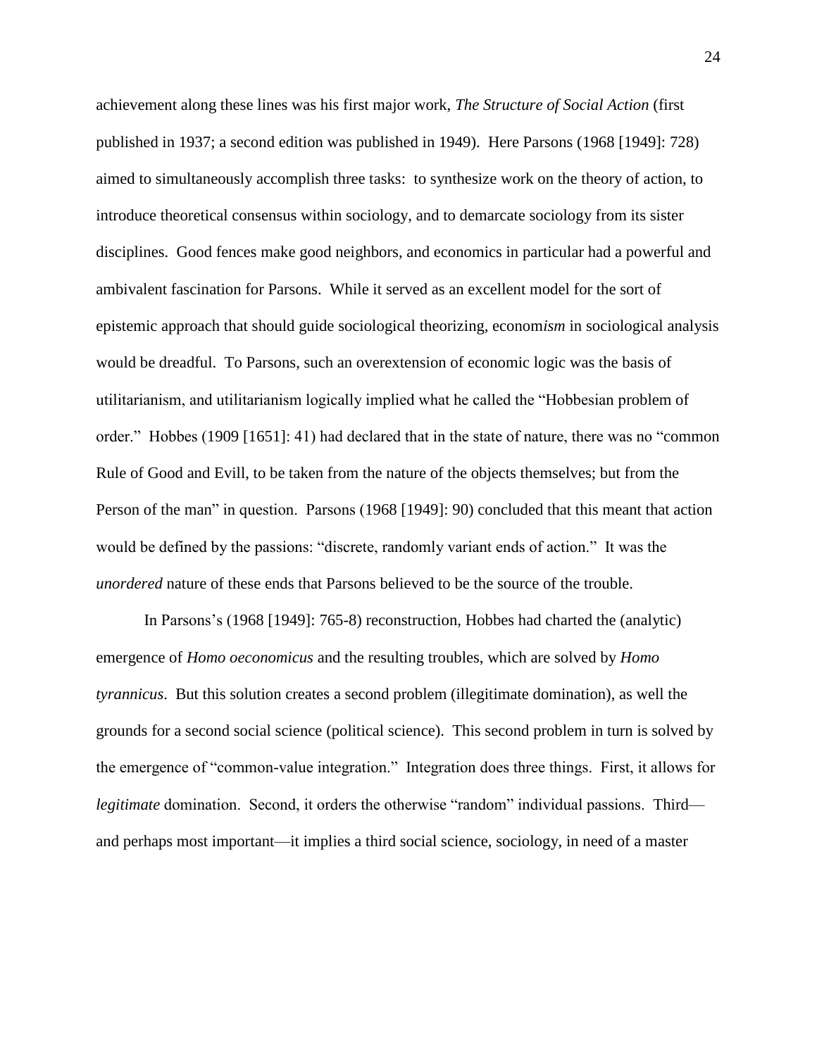achievement along these lines was his first major work, *The Structure of Social Action* (first published in 1937; a second edition was published in 1949). Here Parsons (1968 [1949]: 728) aimed to simultaneously accomplish three tasks: to synthesize work on the theory of action, to introduce theoretical consensus within sociology, and to demarcate sociology from its sister disciplines. Good fences make good neighbors, and economics in particular had a powerful and ambivalent fascination for Parsons. While it served as an excellent model for the sort of epistemic approach that should guide sociological theorizing, econom*ism* in sociological analysis would be dreadful. To Parsons, such an overextension of economic logic was the basis of utilitarianism, and utilitarianism logically implied what he called the "Hobbesian problem of order." Hobbes (1909 [1651]: 41) had declared that in the state of nature, there was no "common Rule of Good and Evill, to be taken from the nature of the objects themselves; but from the Person of the man" in question. Parsons (1968 [1949]: 90) concluded that this meant that action would be defined by the passions: "discrete, randomly variant ends of action." It was the *unordered* nature of these ends that Parsons believed to be the source of the trouble.

In Parsons's (1968 [1949]: 765-8) reconstruction, Hobbes had charted the (analytic) emergence of *Homo oeconomicus* and the resulting troubles, which are solved by *Homo tyrannicus*. But this solution creates a second problem (illegitimate domination), as well the grounds for a second social science (political science). This second problem in turn is solved by the emergence of "common-value integration." Integration does three things. First, it allows for *legitimate* domination. Second, it orders the otherwise "random" individual passions. Third—and perhaps most important—it implies a third social science, sociology, in need of a master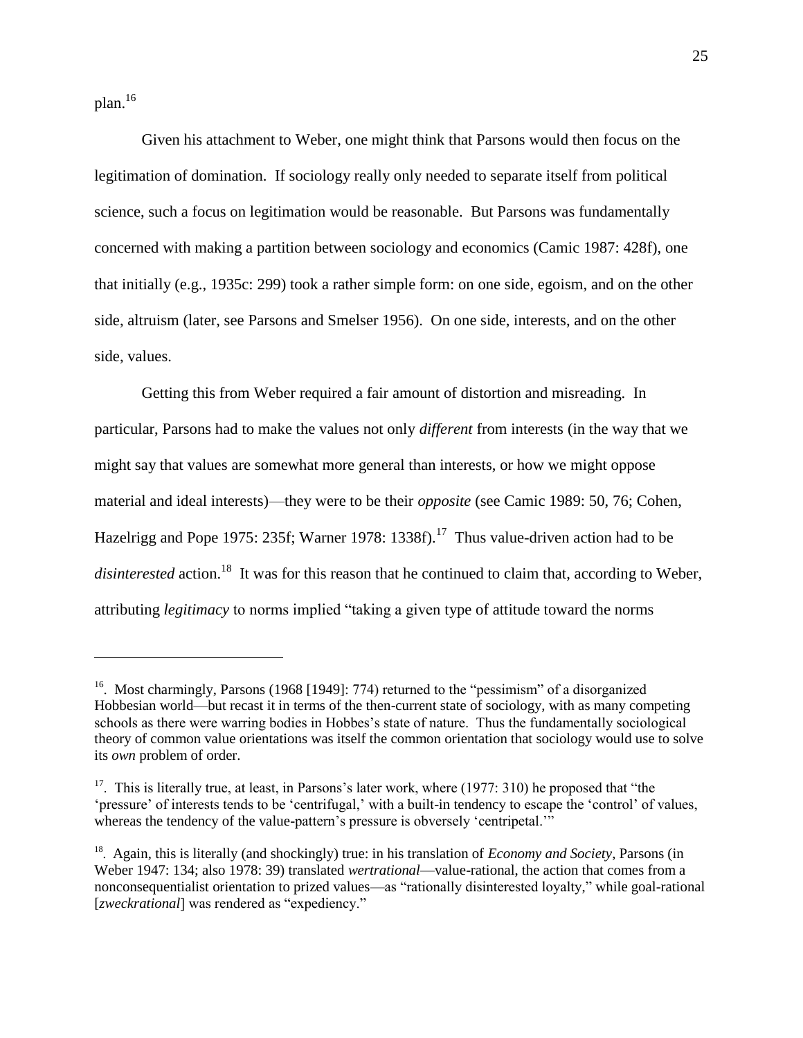plan.[16]

Given his attachment to Weber, one might think that Parsons would then focus on the legitimation of domination. If sociology really only needed to separate itself from political science, such a focus on legitimation would be reasonable. But Parsons was fundamentally concerned with making a partition between sociology and economics (Camic 1987: 428f), one that initially (e.g., 1935c: 299) took a rather simple form: on one side, egoism, and on the other side, altruism (later, see Parsons and Smelser 1956). On one side, interests, and on the other side, values.

Getting this from Weber required a fair amount of distortion and misreading. In particular, Parsons had to make the values not only *different* from interests (in the way that we might say that values are somewhat more general than interests, or how we might oppose material and ideal interests)—they were to be their *opposite* (see Camic 1989: 50, 76; Cohen, Hazelrigg and Pope 1975: 235f; Warner 1978: 1338f).[17] Thus value-driven action had to be *disinterested* action.[18] It was for this reason that he continued to claim that, according to Weber, attributing *legitimacy* to norms implied "taking a given type of attitude toward the norms

---

[16]. Most charmingly, Parsons (1968 [1949]: 774) returned to the "pessimism" of a disorganized Hobbesian world—but recast it in terms of the then-current state of sociology, with as many competing schools as there were warring bodies in Hobbes's state of nature. Thus the fundamentally sociological theory of common value orientations was itself the common orientation that sociology would use to solve its *own* problem of order.

[17]. This is literally true, at least, in Parsons's later work, where (1977: 310) he proposed that "the 'pressure' of interests tends to be 'centrifugal,' with a built-in tendency to escape the 'control' of values, whereas the tendency of the value-pattern's pressure is obversely 'centripetal.'"

[18]. Again, this is literally (and shockingly) true: in his translation of *Economy and Society*, Parsons (in Weber 1947: 134; also 1978: 39) translated *wertrational*—value-rational, the action that comes from a nonconsequentialist orientation to prized values—as "rationally disinterested loyalty," while goal-rational [*zweckrational*] was rendered as "expediency."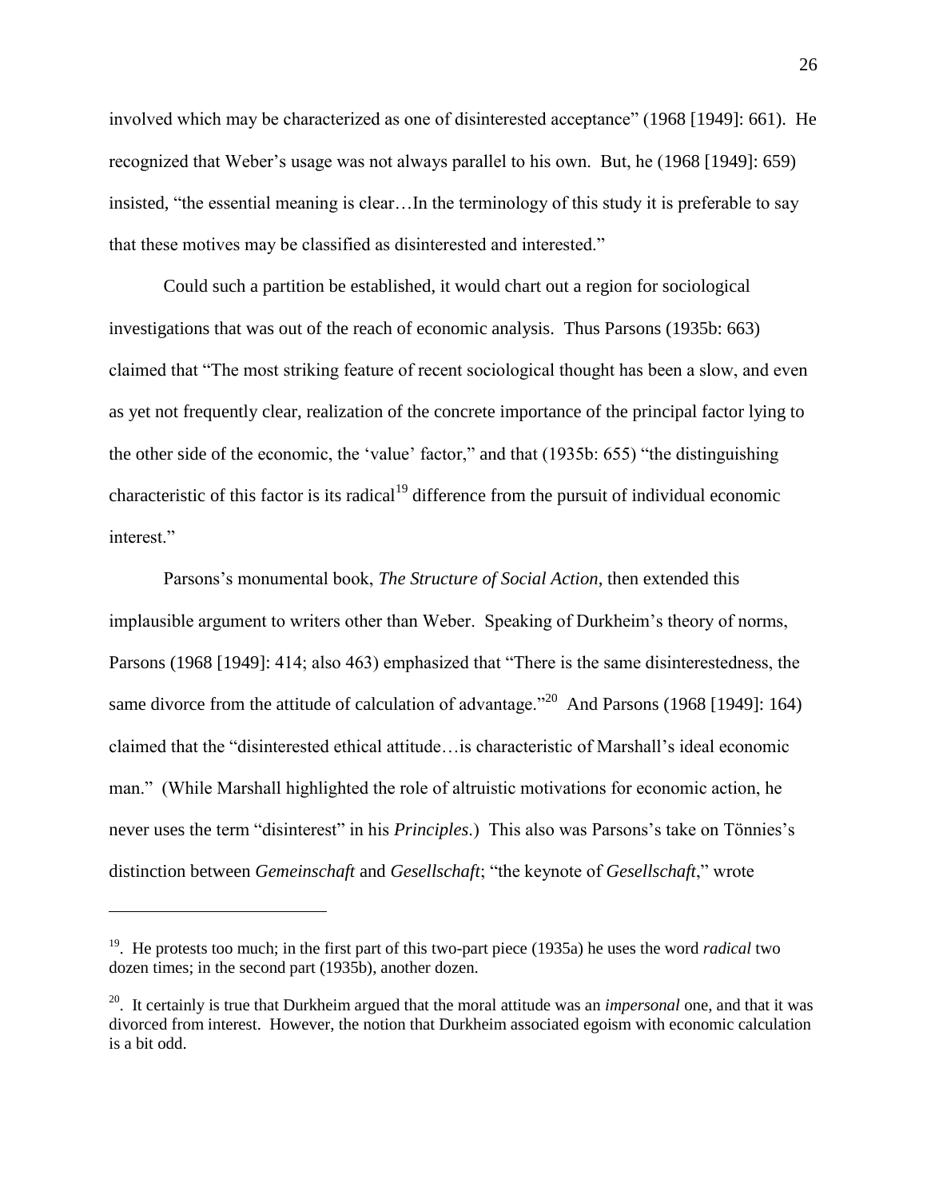involved which may be characterized as one of disinterested acceptance" (1968 [1949]: 661). He recognized that Weber's usage was not always parallel to his own. But, he (1968 [1949]: 659) insisted, "the essential meaning is clear…In the terminology of this study it is preferable to say that these motives may be classified as disinterested and interested."

Could such a partition be established, it would chart out a region for sociological investigations that was out of the reach of economic analysis. Thus Parsons (1935b: 663) claimed that "The most striking feature of recent sociological thought has been a slow, and even as yet not frequently clear, realization of the concrete importance of the principal factor lying to the other side of the economic, the 'value' factor," and that (1935b: 655) "the distinguishing characteristic of this factor is its radical[19] difference from the pursuit of individual economic interest."

Parsons's monumental book, *The Structure of Social Action*, then extended this implausible argument to writers other than Weber. Speaking of Durkheim's theory of norms, Parsons (1968 [1949]: 414; also 463) emphasized that "There is the same disinterestedness, the same divorce from the attitude of calculation of advantage."[20] And Parsons (1968 [1949]: 164) claimed that the "disinterested ethical attitude…is characteristic of Marshall's ideal economic man." (While Marshall highlighted the role of altruistic motivations for economic action, he never uses the term "disinterest" in his *Principles*.) This also was Parsons's take on Tönnies's distinction between *Gemeinschaft* and *Gesellschaft*; "the keynote of *Gesellschaft*," wrote

---

[19]. He protests too much; in the first part of this two-part piece (1935a) he uses the word *radical* two dozen times; in the second part (1935b), another dozen.

[20]. It certainly is true that Durkheim argued that the moral attitude was an *impersonal* one, and that it was divorced from interest. However, the notion that Durkheim associated egoism with economic calculation is a bit odd.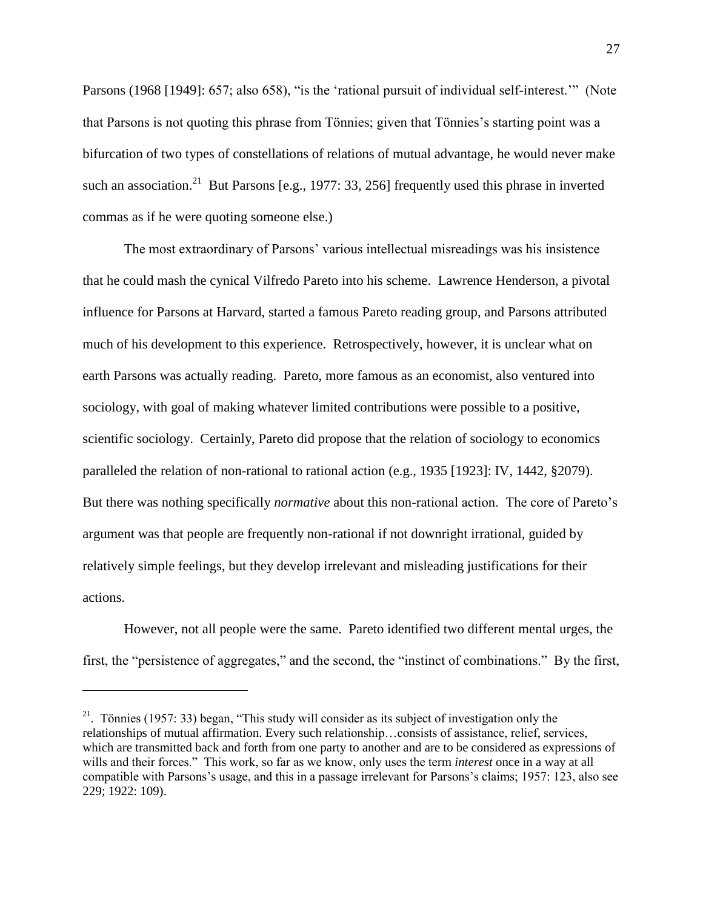Parsons (1968 [1949]: 657; also 658), "is the 'rational pursuit of individual self-interest.'" (Note that Parsons is not quoting this phrase from Tönnies; given that Tönnies's starting point was a bifurcation of two types of constellations of relations of mutual advantage, he would never make such an association.[21] But Parsons [e.g., 1977: 33, 256] frequently used this phrase in inverted commas as if he were quoting someone else.)

The most extraordinary of Parsons' various intellectual misreadings was his insistence that he could mash the cynical Vilfredo Pareto into his scheme. Lawrence Henderson, a pivotal influence for Parsons at Harvard, started a famous Pareto reading group, and Parsons attributed much of his development to this experience. Retrospectively, however, it is unclear what on earth Parsons was actually reading. Pareto, more famous as an economist, also ventured into sociology, with goal of making whatever limited contributions were possible to a positive, scientific sociology. Certainly, Pareto did propose that the relation of sociology to economics paralleled the relation of non-rational to rational action (e.g., 1935 [1923]: IV, 1442, §2079). But there was nothing specifically *normative* about this non-rational action. The core of Pareto's argument was that people are frequently non-rational if not downright irrational, guided by relatively simple feelings, but they develop irrelevant and misleading justifications for their actions.

However, not all people were the same. Pareto identified two different mental urges, the first, the "persistence of aggregates," and the second, the "instinct of combinations." By the first,

---

[21]. Tönnies (1957: 33) began, "This study will consider as its subject of investigation only the relationships of mutual affirmation. Every such relationship…consists of assistance, relief, services, which are transmitted back and forth from one party to another and are to be considered as expressions of wills and their forces." This work, so far as we know, only uses the term *interest* once in a way at all compatible with Parsons's usage, and this in a passage irrelevant for Parsons's claims; 1957: 123, also see 229; 1922: 109).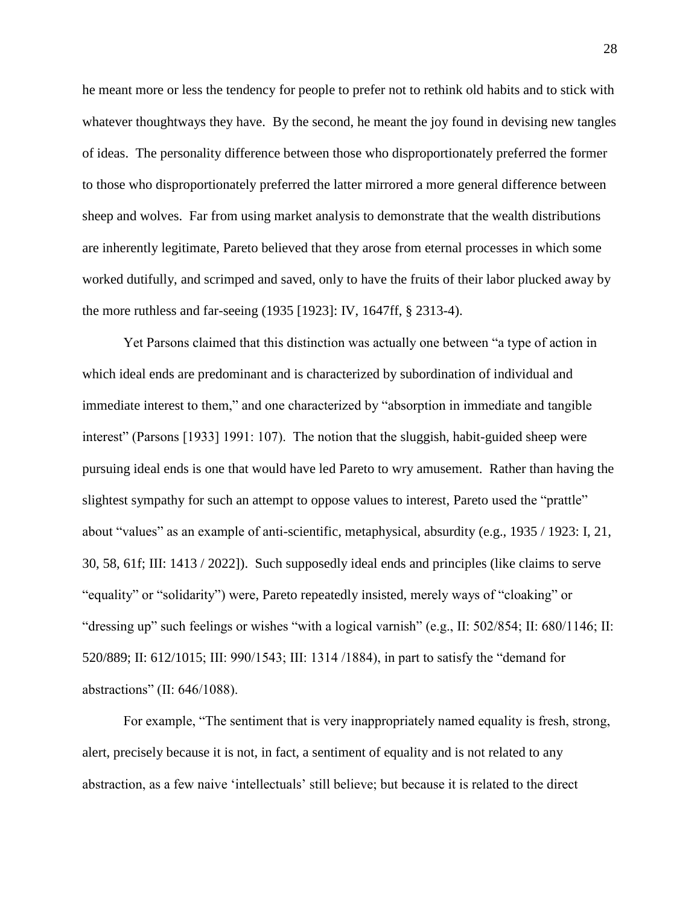he meant more or less the tendency for people to prefer not to rethink old habits and to stick with whatever thoughtways they have. By the second, he meant the joy found in devising new tangles of ideas. The personality difference between those who disproportionately preferred the former to those who disproportionately preferred the latter mirrored a more general difference between sheep and wolves. Far from using market analysis to demonstrate that the wealth distributions are inherently legitimate, Pareto believed that they arose from eternal processes in which some worked dutifully, and scrimped and saved, only to have the fruits of their labor plucked away by the more ruthless and far-seeing (1935 [1923]: IV, 1647ff, § 2313-4).

Yet Parsons claimed that this distinction was actually one between "a type of action in which ideal ends are predominant and is characterized by subordination of individual and immediate interest to them," and one characterized by "absorption in immediate and tangible interest" (Parsons [1933] 1991: 107). The notion that the sluggish, habit-guided sheep were pursuing ideal ends is one that would have led Pareto to wry amusement. Rather than having the slightest sympathy for such an attempt to oppose values to interest, Pareto used the "prattle" about "values" as an example of anti-scientific, metaphysical, absurdity (e.g., 1935 / 1923: I, 21, 30, 58, 61f; III: 1413 / 2022]). Such supposedly ideal ends and principles (like claims to serve "equality" or "solidarity") were, Pareto repeatedly insisted, merely ways of "cloaking" or "dressing up" such feelings or wishes "with a logical varnish" (e.g., II: 502/854; II: 680/1146; II: 520/889; II: 612/1015; III: 990/1543; III: 1314 /1884), in part to satisfy the "demand for abstractions" (II: 646/1088).

For example, "The sentiment that is very inappropriately named equality is fresh, strong, alert, precisely because it is not, in fact, a sentiment of equality and is not related to any abstraction, as a few naive 'intellectuals' still believe; but because it is related to the direct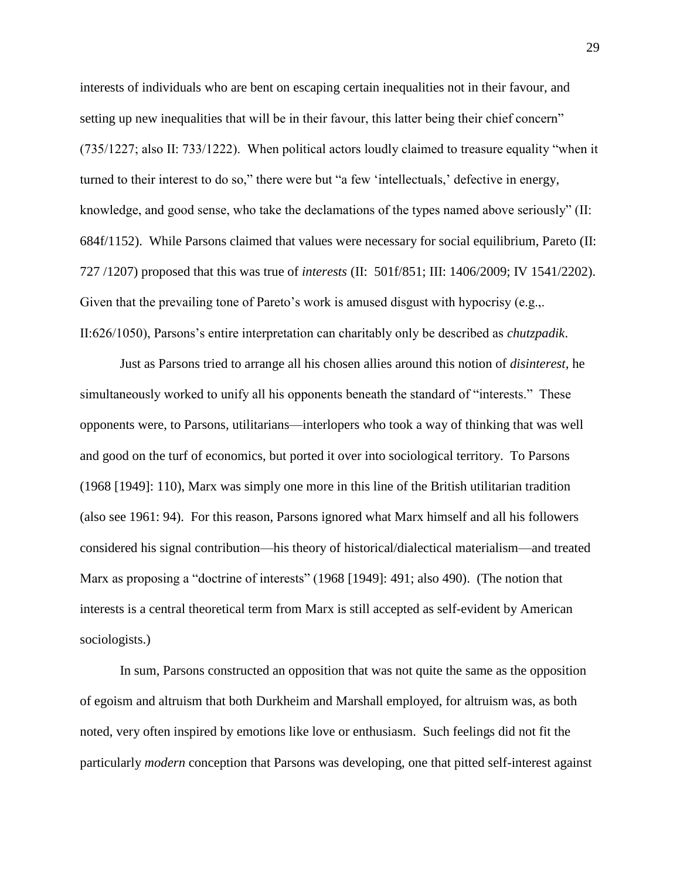interests of individuals who are bent on escaping certain inequalities not in their favour, and setting up new inequalities that will be in their favour, this latter being their chief concern" (735/1227; also II: 733/1222). When political actors loudly claimed to treasure equality "when it turned to their interest to do so," there were but "a few 'intellectuals,' defective in energy, knowledge, and good sense, who take the declamations of the types named above seriously" (II: 684f/1152). While Parsons claimed that values were necessary for social equilibrium, Pareto (II: 727 /1207) proposed that this was true of *interests* (II: 501f/851; III: 1406/2009; IV 1541/2202). Given that the prevailing tone of Pareto's work is amused disgust with hypocrisy (e.g.,. II:626/1050), Parsons's entire interpretation can charitably only be described as *chutzpadik*.

Just as Parsons tried to arrange all his chosen allies around this notion of *disinterest*, he simultaneously worked to unify all his opponents beneath the standard of "interests." These opponents were, to Parsons, utilitarians—interlopers who took a way of thinking that was well and good on the turf of economics, but ported it over into sociological territory. To Parsons (1968 [1949]: 110), Marx was simply one more in this line of the British utilitarian tradition (also see 1961: 94). For this reason, Parsons ignored what Marx himself and all his followers considered his signal contribution—his theory of historical/dialectical materialism—and treated Marx as proposing a "doctrine of interests" (1968 [1949]: 491; also 490). (The notion that interests is a central theoretical term from Marx is still accepted as self-evident by American sociologists.)

In sum, Parsons constructed an opposition that was not quite the same as the opposition of egoism and altruism that both Durkheim and Marshall employed, for altruism was, as both noted, very often inspired by emotions like love or enthusiasm. Such feelings did not fit the particularly *modern* conception that Parsons was developing, one that pitted self-interest against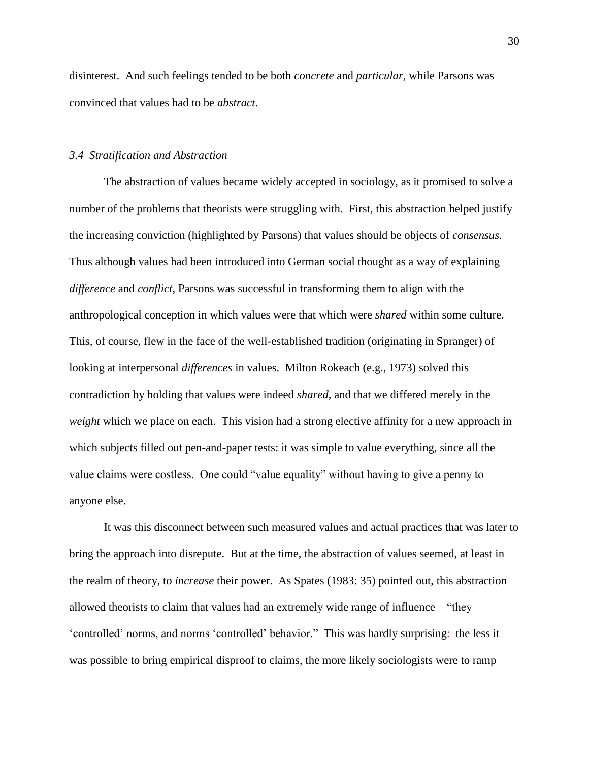disinterest. And such feelings tended to be both *concrete* and *particular*, while Parsons was convinced that values had to be *abstract*.

### *3.4 Stratification and Abstraction*

The abstraction of values became widely accepted in sociology, as it promised to solve a number of the problems that theorists were struggling with. First, this abstraction helped justify the increasing conviction (highlighted by Parsons) that values should be objects of *consensus*. Thus although values had been introduced into German social thought as a way of explaining *difference* and *conflict*, Parsons was successful in transforming them to align with the anthropological conception in which values were that which were *shared* within some culture. This, of course, flew in the face of the well-established tradition (originating in Spranger) of looking at interpersonal *differences* in values. Milton Rokeach (e.g., 1973) solved this contradiction by holding that values were indeed *shared*, and that we differed merely in the *weight* which we place on each. This vision had a strong elective affinity for a new approach in which subjects filled out pen-and-paper tests: it was simple to value everything, since all the value claims were costless. One could "value equality" without having to give a penny to anyone else.

It was this disconnect between such measured values and actual practices that was later to bring the approach into disrepute. But at the time, the abstraction of values seemed, at least in the realm of theory, to *increase* their power. As Spates (1983: 35) pointed out, this abstraction allowed theorists to claim that values had an extremely wide range of influence—"they 'controlled' norms, and norms 'controlled' behavior." This was hardly surprising: the less it was possible to bring empirical disproof to claims, the more likely sociologists were to ramp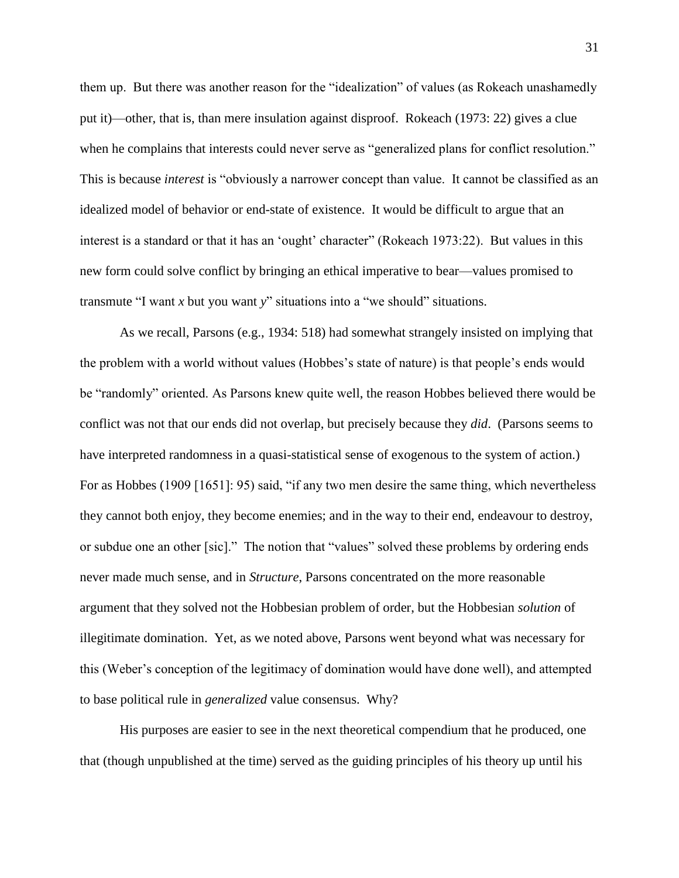them up. But there was another reason for the "idealization" of values (as Rokeach unashamedly put it)—other, that is, than mere insulation against disproof. Rokeach (1973: 22) gives a clue when he complains that interests could never serve as "generalized plans for conflict resolution." This is because *interest* is "obviously a narrower concept than value. It cannot be classified as an idealized model of behavior or end-state of existence. It would be difficult to argue that an interest is a standard or that it has an 'ought' character" (Rokeach 1973:22). But values in this new form could solve conflict by bringing an ethical imperative to bear—values promised to transmute "I want *x* but you want *y*" situations into a "we should" situations.

As we recall, Parsons (e.g., 1934: 518) had somewhat strangely insisted on implying that the problem with a world without values (Hobbes's state of nature) is that people's ends would be "randomly" oriented. As Parsons knew quite well, the reason Hobbes believed there would be conflict was not that our ends did not overlap, but precisely because they *did*. (Parsons seems to have interpreted randomness in a quasi-statistical sense of exogenous to the system of action.) For as Hobbes (1909 [1651]: 95) said, "if any two men desire the same thing, which nevertheless they cannot both enjoy, they become enemies; and in the way to their end, endeavour to destroy, or subdue one an other [sic]." The notion that "values" solved these problems by ordering ends never made much sense, and in *Structure*, Parsons concentrated on the more reasonable argument that they solved not the Hobbesian problem of order, but the Hobbesian *solution* of illegitimate domination. Yet, as we noted above, Parsons went beyond what was necessary for this (Weber's conception of the legitimacy of domination would have done well), and attempted to base political rule in *generalized* value consensus. Why?

His purposes are easier to see in the next theoretical compendium that he produced, one that (though unpublished at the time) served as the guiding principles of his theory up until his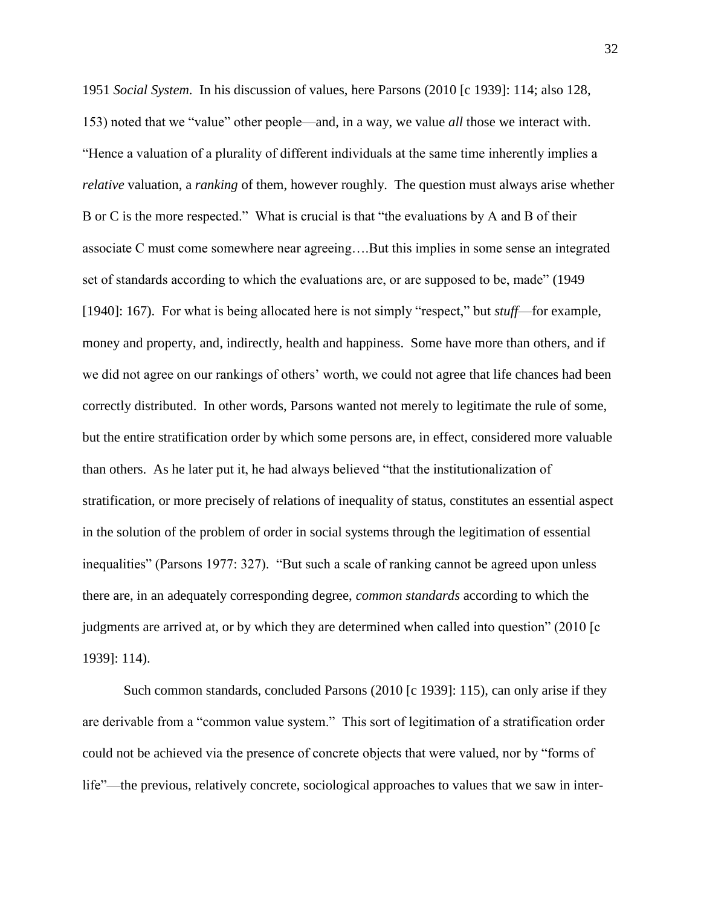1951 *Social System*. In his discussion of values, here Parsons (2010 [c 1939]: 114; also 128, 153) noted that we "value" other people—and, in a way, we value *all* those we interact with. "Hence a valuation of a plurality of different individuals at the same time inherently implies a *relative* valuation, a *ranking* of them, however roughly. The question must always arise whether B or C is the more respected." What is crucial is that "the evaluations by A and B of their associate C must come somewhere near agreeing….But this implies in some sense an integrated set of standards according to which the evaluations are, or are supposed to be, made" (1949 [1940]: 167). For what is being allocated here is not simply "respect," but *stuff*—for example, money and property, and, indirectly, health and happiness. Some have more than others, and if we did not agree on our rankings of others' worth, we could not agree that life chances had been correctly distributed. In other words, Parsons wanted not merely to legitimate the rule of some, but the entire stratification order by which some persons are, in effect, considered more valuable than others. As he later put it, he had always believed "that the institutionalization of stratification, or more precisely of relations of inequality of status, constitutes an essential aspect in the solution of the problem of order in social systems through the legitimation of essential inequalities" (Parsons 1977: 327). "But such a scale of ranking cannot be agreed upon unless there are, in an adequately corresponding degree, *common standards* according to which the judgments are arrived at, or by which they are determined when called into question" (2010 [c 1939]: 114).

Such common standards, concluded Parsons (2010 [c 1939]: 115), can only arise if they are derivable from a "common value system." This sort of legitimation of a stratification order could not be achieved via the presence of concrete objects that were valued, nor by "forms of life"—the previous, relatively concrete, sociological approaches to values that we saw in inter-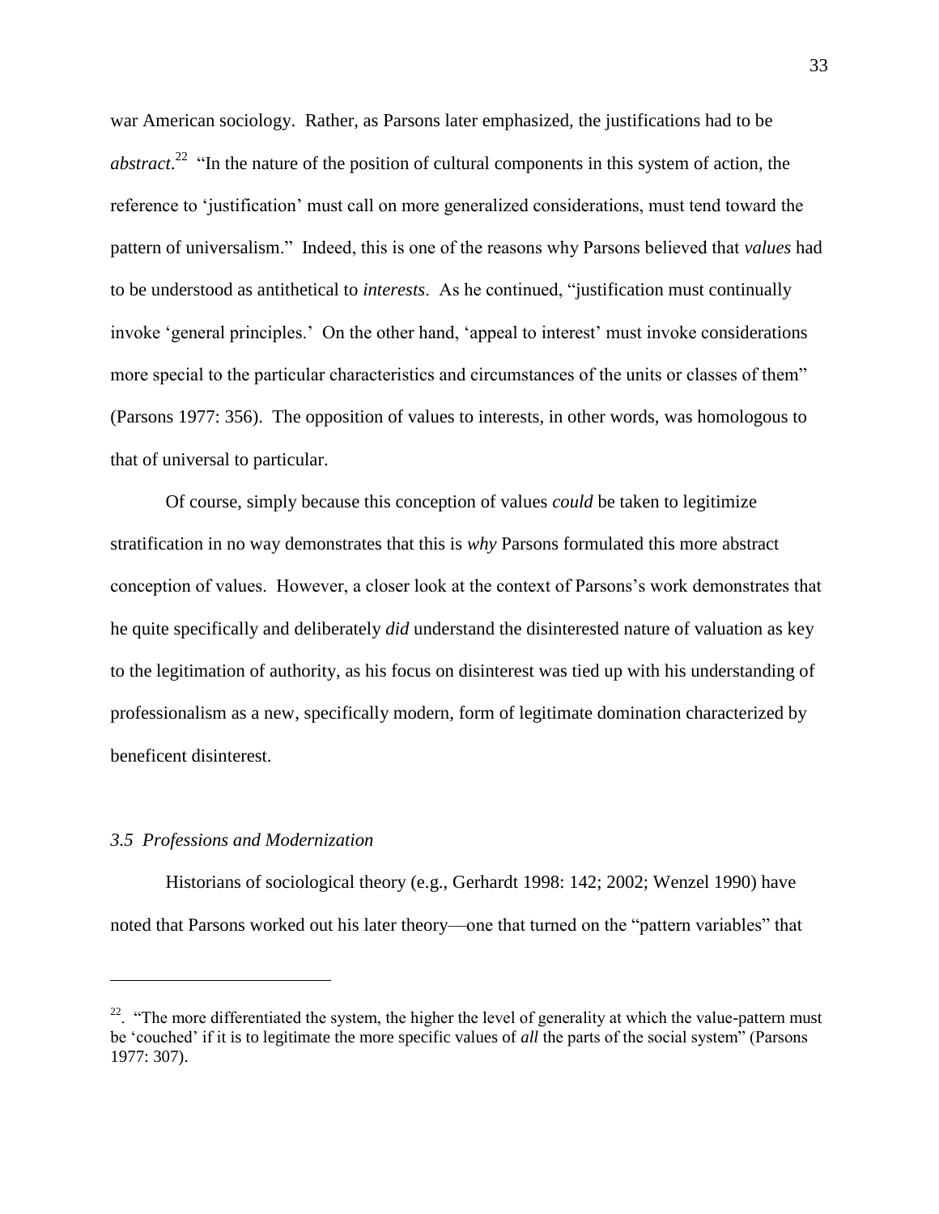war American sociology. Rather, as Parsons later emphasized, the justifications had to be *abstract*.[22] "In the nature of the position of cultural components in this system of action, the reference to 'justification' must call on more generalized considerations, must tend toward the pattern of universalism." Indeed, this is one of the reasons why Parsons believed that *values* had to be understood as antithetical to *interests*. As he continued, "justification must continually invoke 'general principles.' On the other hand, 'appeal to interest' must invoke considerations more special to the particular characteristics and circumstances of the units or classes of them" (Parsons 1977: 356). The opposition of values to interests, in other words, was homologous to that of universal to particular.

Of course, simply because this conception of values *could* be taken to legitimize stratification in no way demonstrates that this is *why* Parsons formulated this more abstract conception of values. However, a closer look at the context of Parsons's work demonstrates that he quite specifically and deliberately *did* understand the disinterested nature of valuation as key to the legitimation of authority, as his focus on disinterest was tied up with his understanding of professionalism as a new, specifically modern, form of legitimate domination characterized by beneficent disinterest.

### *3.5 Professions and Modernization*

Historians of sociological theory (e.g., Gerhardt 1998: 142; 2002; Wenzel 1990) have noted that Parsons worked out his later theory—one that turned on the "pattern variables" that

---

[22]. "The more differentiated the system, the higher the level of generality at which the value-pattern must be 'couched' if it is to legitimate the more specific values of *all* the parts of the social system" (Parsons 1977: 307).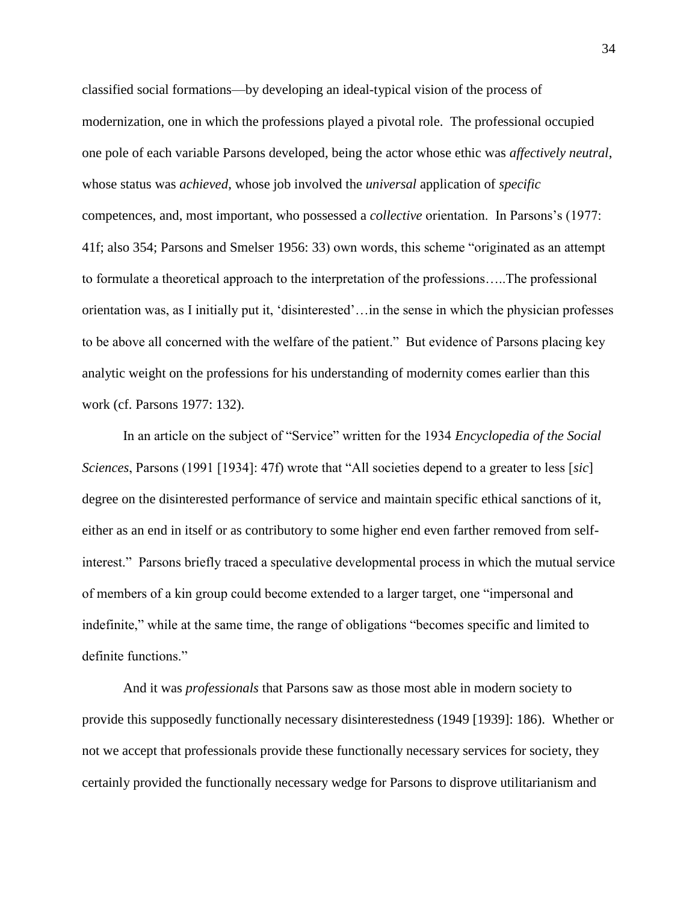classified social formations—by developing an ideal-typical vision of the process of modernization, one in which the professions played a pivotal role. The professional occupied one pole of each variable Parsons developed, being the actor whose ethic was *affectively neutral*, whose status was *achieved*, whose job involved the *universal* application of *specific* competences, and, most important, who possessed a *collective* orientation. In Parsons's (1977: 41f; also 354; Parsons and Smelser 1956: 33) own words, this scheme "originated as an attempt to formulate a theoretical approach to the interpretation of the professions…..The professional orientation was, as I initially put it, 'disinterested'…in the sense in which the physician professes to be above all concerned with the welfare of the patient." But evidence of Parsons placing key analytic weight on the professions for his understanding of modernity comes earlier than this work (cf. Parsons 1977: 132).

In an article on the subject of "Service" written for the 1934 *Encyclopedia of the Social Sciences*, Parsons (1991 [1934]: 47f) wrote that "All societies depend to a greater to less [*sic*] degree on the disinterested performance of service and maintain specific ethical sanctions of it, either as an end in itself or as contributory to some higher end even farther removed from self-interest." Parsons briefly traced a speculative developmental process in which the mutual service of members of a kin group could become extended to a larger target, one "impersonal and indefinite," while at the same time, the range of obligations "becomes specific and limited to definite functions."

And it was *professionals* that Parsons saw as those most able in modern society to provide this supposedly functionally necessary disinterestedness (1949 [1939]: 186). Whether or not we accept that professionals provide these functionally necessary services for society, they certainly provided the functionally necessary wedge for Parsons to disprove utilitarianism and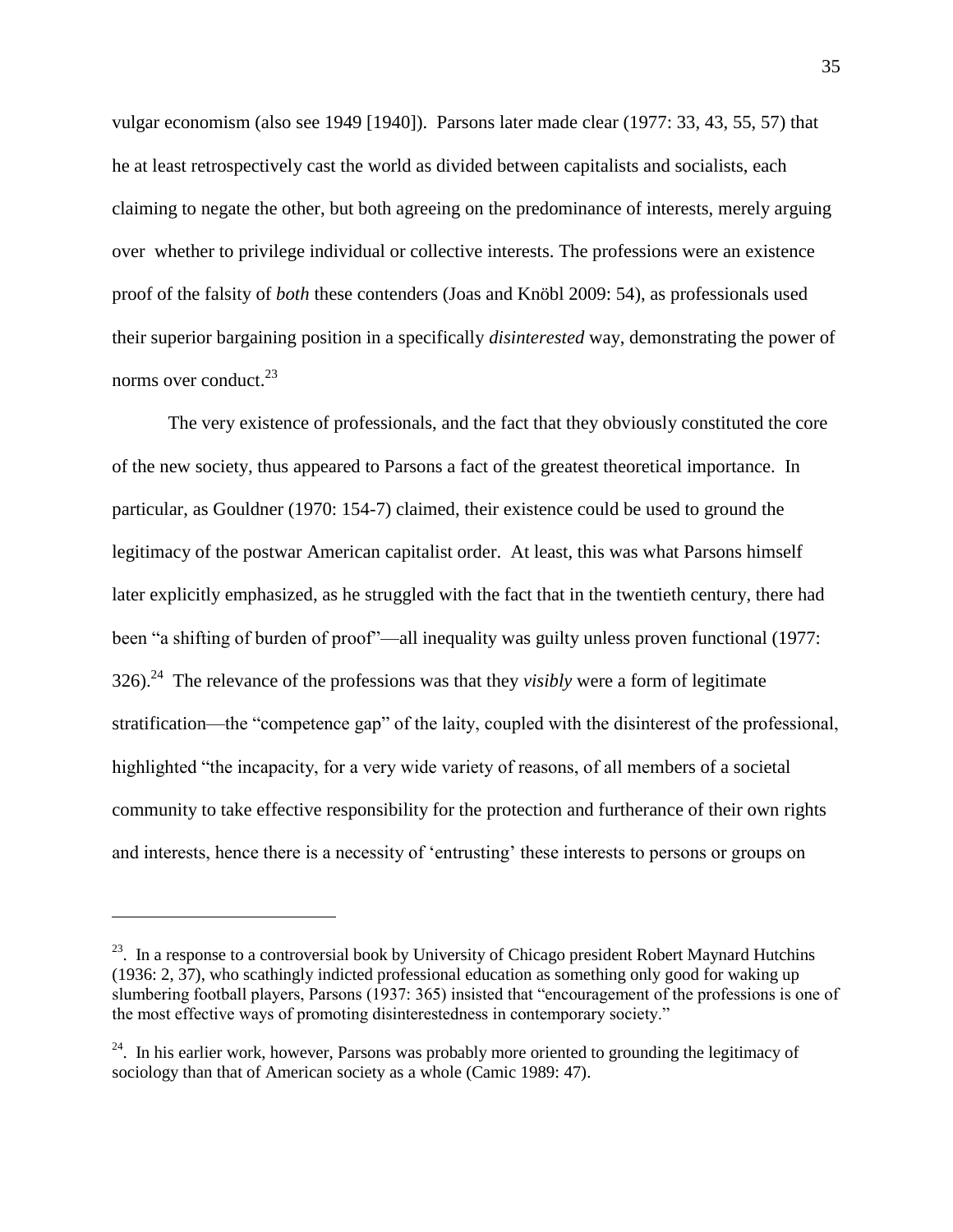vulgar economism (also see 1949 [1940]). Parsons later made clear (1977: 33, 43, 55, 57) that he at least retrospectively cast the world as divided between capitalists and socialists, each claiming to negate the other, but both agreeing on the predominance of interests, merely arguing over whether to privilege individual or collective interests. The professions were an existence proof of the falsity of *both* these contenders (Joas and Knöbl 2009: 54), as professionals used their superior bargaining position in a specifically *disinterested* way, demonstrating the power of norms over conduct.[23]

The very existence of professionals, and the fact that they obviously constituted the core of the new society, thus appeared to Parsons a fact of the greatest theoretical importance. In particular, as Gouldner (1970: 154-7) claimed, their existence could be used to ground the legitimacy of the postwar American capitalist order. At least, this was what Parsons himself later explicitly emphasized, as he struggled with the fact that in the twentieth century, there had been "a shifting of burden of proof"—all inequality was guilty unless proven functional (1977: 326).[24] The relevance of the professions was that they *visibly* were a form of legitimate stratification—the "competence gap" of the laity, coupled with the disinterest of the professional, highlighted "the incapacity, for a very wide variety of reasons, of all members of a societal community to take effective responsibility for the protection and furtherance of their own rights and interests, hence there is a necessity of 'entrusting' these interests to persons or groups on

---

[23]. In a response to a controversial book by University of Chicago president Robert Maynard Hutchins (1936: 2, 37), who scathingly indicted professional education as something only good for waking up slumbering football players, Parsons (1937: 365) insisted that "encouragement of the professions is one of the most effective ways of promoting disinterestedness in contemporary society."

[24]. In his earlier work, however, Parsons was probably more oriented to grounding the legitimacy of sociology than that of American society as a whole (Camic 1989: 47).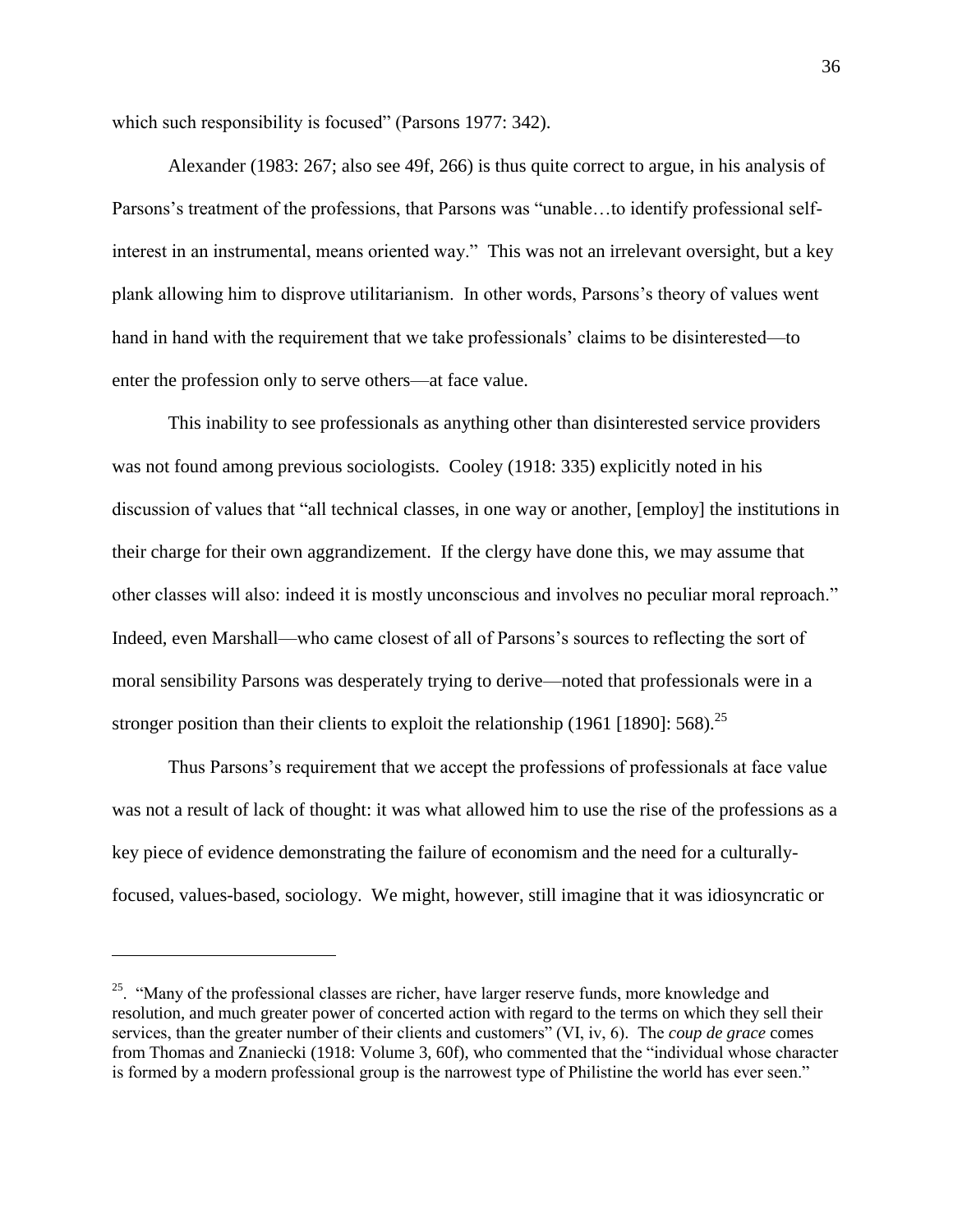which such responsibility is focused" (Parsons 1977: 342).

Alexander (1983: 267; also see 49f, 266) is thus quite correct to argue, in his analysis of Parsons's treatment of the professions, that Parsons was "unable…to identify professional self-interest in an instrumental, means oriented way." This was not an irrelevant oversight, but a key plank allowing him to disprove utilitarianism. In other words, Parsons's theory of values went hand in hand with the requirement that we take professionals' claims to be disinterested—to enter the profession only to serve others—at face value.

This inability to see professionals as anything other than disinterested service providers was not found among previous sociologists. Cooley (1918: 335) explicitly noted in his discussion of values that "all technical classes, in one way or another, [employ] the institutions in their charge for their own aggrandizement. If the clergy have done this, we may assume that other classes will also: indeed it is mostly unconscious and involves no peculiar moral reproach." Indeed, even Marshall—who came closest of all of Parsons's sources to reflecting the sort of moral sensibility Parsons was desperately trying to derive—noted that professionals were in a stronger position than their clients to exploit the relationship (1961 [1890]: 568).[25]

Thus Parsons's requirement that we accept the professions of professionals at face value was not a result of lack of thought: it was what allowed him to use the rise of the professions as a key piece of evidence demonstrating the failure of economism and the need for a culturally-focused, values-based, sociology. We might, however, still imagine that it was idiosyncratic or

---

[25]. "Many of the professional classes are richer, have larger reserve funds, more knowledge and resolution, and much greater power of concerted action with regard to the terms on which they sell their services, than the greater number of their clients and customers" (VI, iv, 6). The *coup de grace* comes from Thomas and Znaniecki (1918: Volume 3, 60f), who commented that the "individual whose character is formed by a modern professional group is the narrowest type of Philistine the world has ever seen."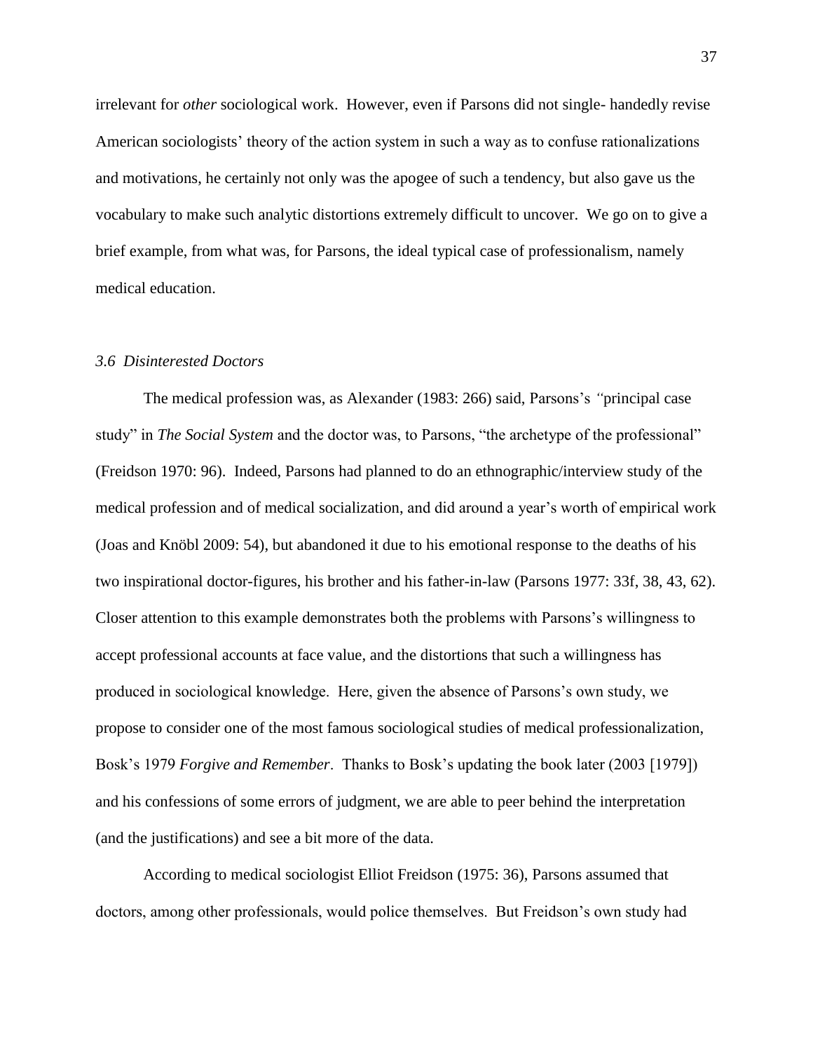irrelevant for *other* sociological work. However, even if Parsons did not single- handedly revise American sociologists' theory of the action system in such a way as to confuse rationalizations and motivations, he certainly not only was the apogee of such a tendency, but also gave us the vocabulary to make such analytic distortions extremely difficult to uncover. We go on to give a brief example, from what was, for Parsons, the ideal typical case of professionalism, namely medical education.

### *3.6 Disinterested Doctors*

The medical profession was, as Alexander (1983: 266) said, Parsons's *"*principal case study" in *The Social System* and the doctor was, to Parsons, "the archetype of the professional" (Freidson 1970: 96). Indeed, Parsons had planned to do an ethnographic/interview study of the medical profession and of medical socialization, and did around a year's worth of empirical work (Joas and Knöbl 2009: 54), but abandoned it due to his emotional response to the deaths of his two inspirational doctor-figures, his brother and his father-in-law (Parsons 1977: 33f, 38, 43, 62). Closer attention to this example demonstrates both the problems with Parsons's willingness to accept professional accounts at face value, and the distortions that such a willingness has produced in sociological knowledge. Here, given the absence of Parsons's own study, we propose to consider one of the most famous sociological studies of medical professionalization, Bosk's 1979 *Forgive and Remember*. Thanks to Bosk's updating the book later (2003 [1979]) and his confessions of some errors of judgment, we are able to peer behind the interpretation (and the justifications) and see a bit more of the data.

According to medical sociologist Elliot Freidson (1975: 36), Parsons assumed that doctors, among other professionals, would police themselves. But Freidson's own study had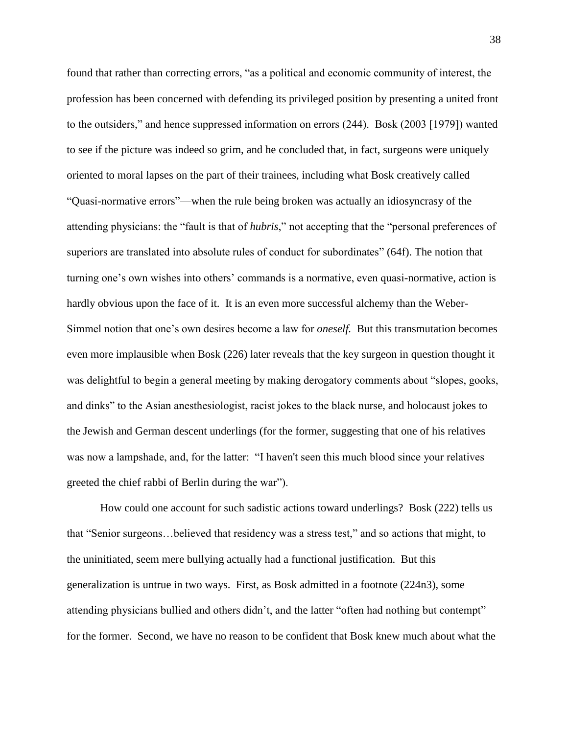found that rather than correcting errors, "as a political and economic community of interest, the profession has been concerned with defending its privileged position by presenting a united front to the outsiders," and hence suppressed information on errors (244). Bosk (2003 [1979]) wanted to see if the picture was indeed so grim, and he concluded that, in fact, surgeons were uniquely oriented to moral lapses on the part of their trainees, including what Bosk creatively called "Quasi-normative errors"—when the rule being broken was actually an idiosyncrasy of the attending physicians: the "fault is that of *hubris*," not accepting that the "personal preferences of superiors are translated into absolute rules of conduct for subordinates" (64f). The notion that turning one's own wishes into others' commands is a normative, even quasi-normative, action is hardly obvious upon the face of it. It is an even more successful alchemy than the Weber-Simmel notion that one's own desires become a law for *oneself*. But this transmutation becomes even more implausible when Bosk (226) later reveals that the key surgeon in question thought it was delightful to begin a general meeting by making derogatory comments about "slopes, gooks, and dinks" to the Asian anesthesiologist, racist jokes to the black nurse, and holocaust jokes to the Jewish and German descent underlings (for the former, suggesting that one of his relatives was now a lampshade, and, for the latter: "I haven't seen this much blood since your relatives greeted the chief rabbi of Berlin during the war").

How could one account for such sadistic actions toward underlings? Bosk (222) tells us that "Senior surgeons…believed that residency was a stress test," and so actions that might, to the uninitiated, seem mere bullying actually had a functional justification. But this generalization is untrue in two ways. First, as Bosk admitted in a footnote (224n3), some attending physicians bullied and others didn't, and the latter "often had nothing but contempt" for the former. Second, we have no reason to be confident that Bosk knew much about what the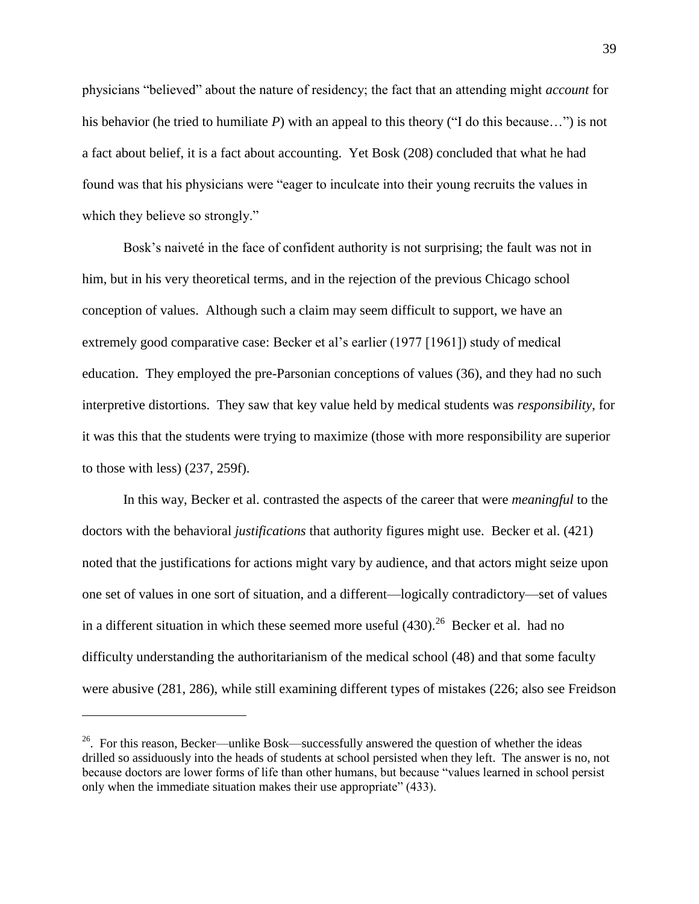physicians "believed" about the nature of residency; the fact that an attending might *account* for his behavior (he tried to humiliate *P*) with an appeal to this theory ("I do this because…") is not a fact about belief, it is a fact about accounting. Yet Bosk (208) concluded that what he had found was that his physicians were "eager to inculcate into their young recruits the values in which they believe so strongly."

Bosk's naiveté in the face of confident authority is not surprising; the fault was not in him, but in his very theoretical terms, and in the rejection of the previous Chicago school conception of values. Although such a claim may seem difficult to support, we have an extremely good comparative case: Becker et al's earlier (1977 [1961]) study of medical education. They employed the pre-Parsonian conceptions of values (36), and they had no such interpretive distortions. They saw that key value held by medical students was *responsibility*, for it was this that the students were trying to maximize (those with more responsibility are superior to those with less) (237, 259f).

In this way, Becker et al. contrasted the aspects of the career that were *meaningful* to the doctors with the behavioral *justifications* that authority figures might use. Becker et al. (421) noted that the justifications for actions might vary by audience, and that actors might seize upon one set of values in one sort of situation, and a different—logically contradictory—set of values in a different situation in which these seemed more useful (430).[26] Becker et al. had no difficulty understanding the authoritarianism of the medical school (48) and that some faculty were abusive (281, 286), while still examining different types of mistakes (226; also see Freidson

---

[26]. For this reason, Becker—unlike Bosk—successfully answered the question of whether the ideas drilled so assiduously into the heads of students at school persisted when they left. The answer is no, not because doctors are lower forms of life than other humans, but because "values learned in school persist only when the immediate situation makes their use appropriate" (433).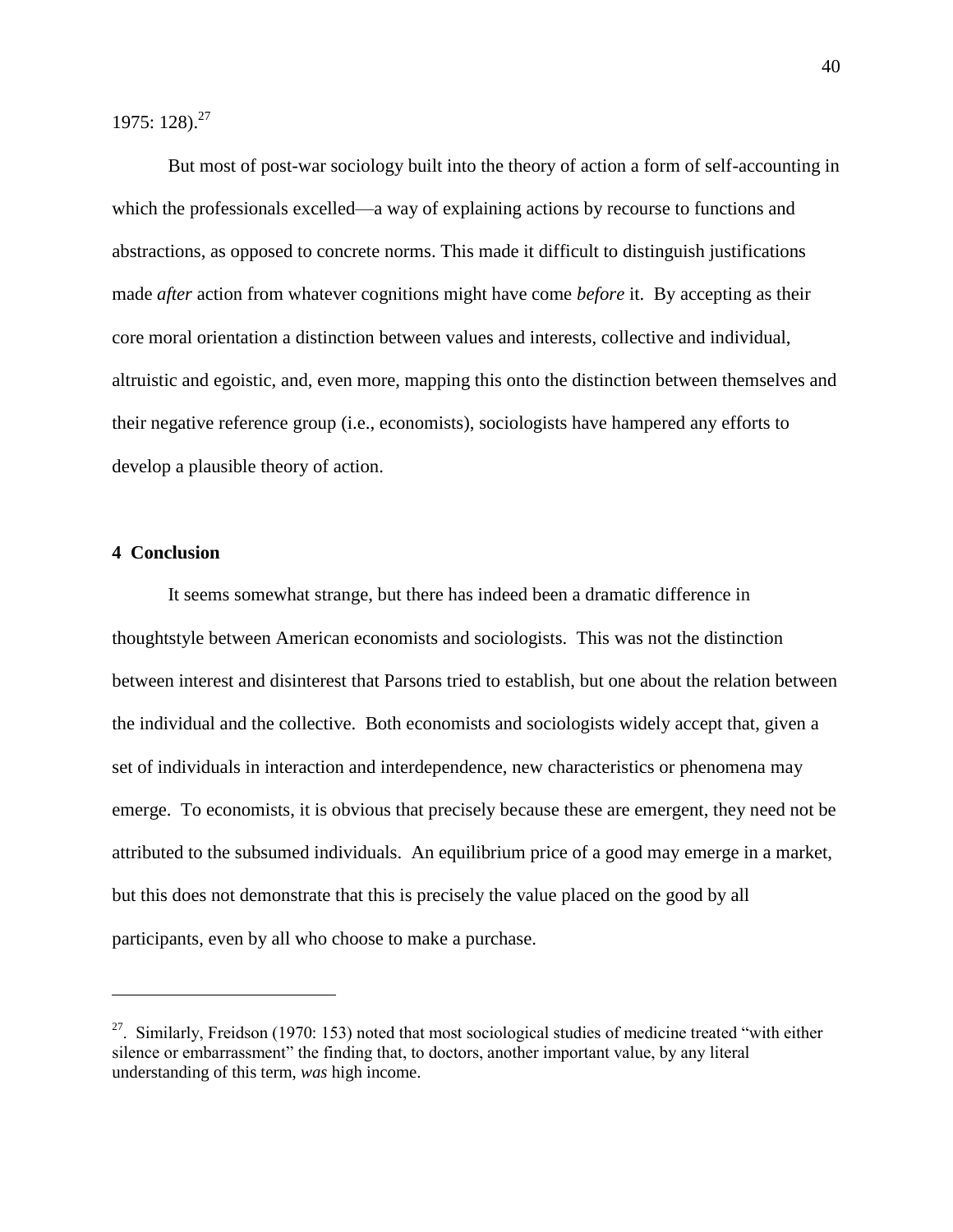1975: 128).[27]

But most of post-war sociology built into the theory of action a form of self-accounting in which the professionals excelled—a way of explaining actions by recourse to functions and abstractions, as opposed to concrete norms. This made it difficult to distinguish justifications made *after* action from whatever cognitions might have come *before* it. By accepting as their core moral orientation a distinction between values and interests, collective and individual, altruistic and egoistic, and, even more, mapping this onto the distinction between themselves and their negative reference group (i.e., economists), sociologists have hampered any efforts to develop a plausible theory of action.

## 4 Conclusion

It seems somewhat strange, but there has indeed been a dramatic difference in thoughtstyle between American economists and sociologists. This was not the distinction between interest and disinterest that Parsons tried to establish, but one about the relation between the individual and the collective. Both economists and sociologists widely accept that, given a set of individuals in interaction and interdependence, new characteristics or phenomena may emerge. To economists, it is obvious that precisely because these are emergent, they need not be attributed to the subsumed individuals. An equilibrium price of a good may emerge in a market, but this does not demonstrate that this is precisely the value placed on the good by all participants, even by all who choose to make a purchase.

---

[27]. Similarly, Freidson (1970: 153) noted that most sociological studies of medicine treated "with either silence or embarrassment" the finding that, to doctors, another important value, by any literal understanding of this term, *was* high income.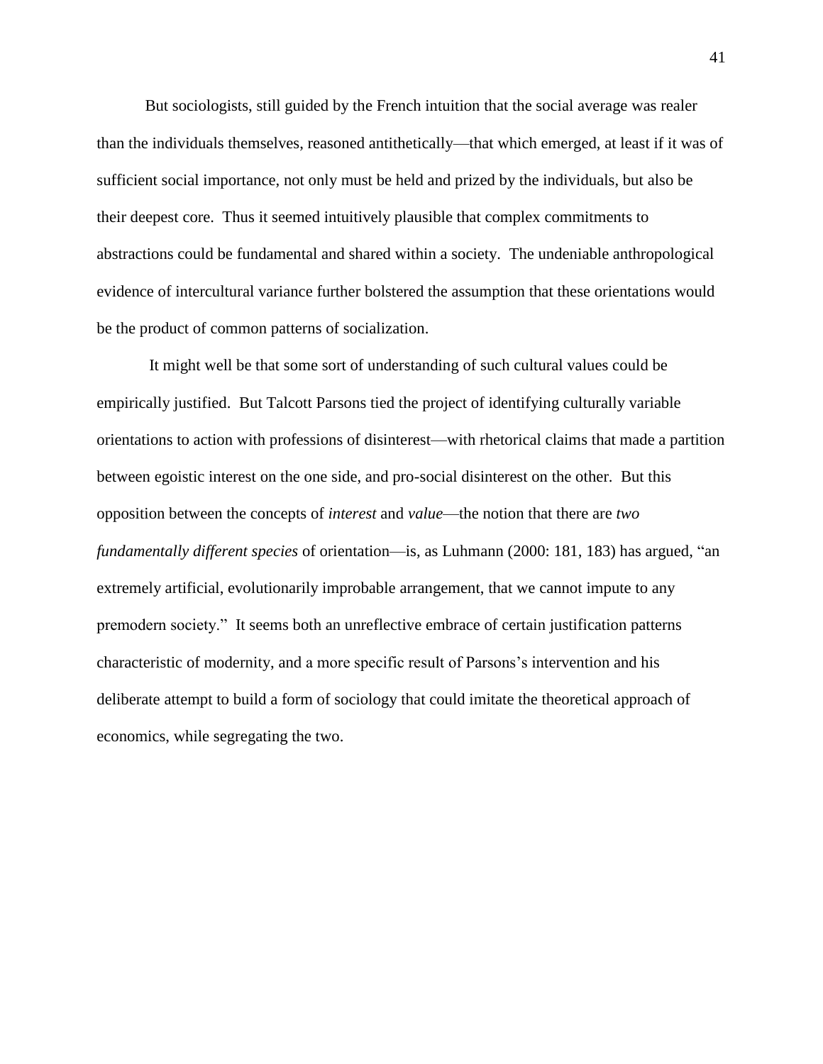But sociologists, still guided by the French intuition that the social average was realer than the individuals themselves, reasoned antithetically—that which emerged, at least if it was of sufficient social importance, not only must be held and prized by the individuals, but also be their deepest core. Thus it seemed intuitively plausible that complex commitments to abstractions could be fundamental and shared within a society. The undeniable anthropological evidence of intercultural variance further bolstered the assumption that these orientations would be the product of common patterns of socialization.

It might well be that some sort of understanding of such cultural values could be empirically justified. But Talcott Parsons tied the project of identifying culturally variable orientations to action with professions of disinterest—with rhetorical claims that made a partition between egoistic interest on the one side, and pro-social disinterest on the other. But this opposition between the concepts of *interest* and *value*—the notion that there are *two fundamentally different species* of orientation—is, as Luhmann (2000: 181, 183) has argued, "an extremely artificial, evolutionarily improbable arrangement, that we cannot impute to any premodern society." It seems both an unreflective embrace of certain justification patterns characteristic of modernity, and a more specific result of Parsons's intervention and his deliberate attempt to build a form of sociology that could imitate the theoretical approach of economics, while segregating the two.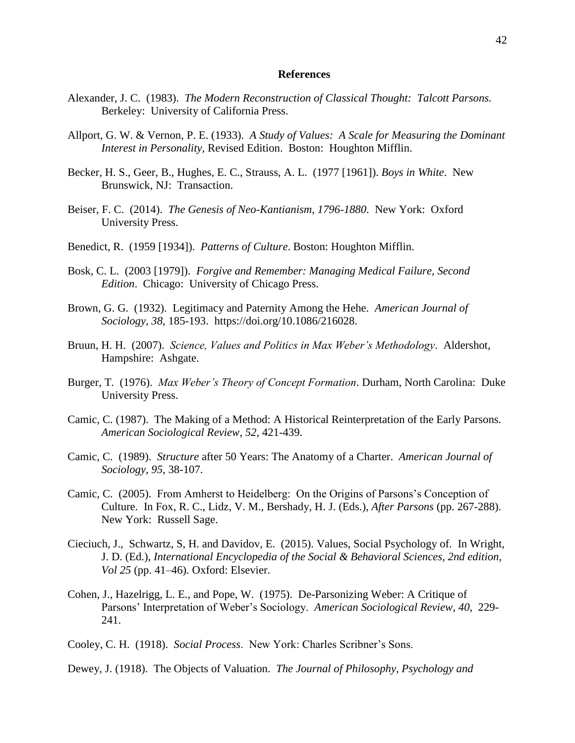## References

Alexander, J. C. (1983). *The Modern Reconstruction of Classical Thought: Talcott Parsons.* Berkeley: University of California Press.

Allport, G. W. & Vernon, P. E. (1933). *A Study of Values: A Scale for Measuring the Dominant Interest in Personality*, Revised Edition. Boston: Houghton Mifflin.

Becker, H. S., Geer, B., Hughes, E. C., Strauss, A. L. (1977 [1961]). *Boys in White*. New Brunswick, NJ: Transaction.

Beiser, F. C. (2014). *The Genesis of Neo-Kantianism, 1796-1880*. New York: Oxford University Press.

Benedict, R. (1959 [1934]). *Patterns of Culture*. Boston: Houghton Mifflin.

Bosk, C. L. (2003 [1979]). *Forgive and Remember: Managing Medical Failure, Second Edition*. Chicago: University of Chicago Press.

Brown, G. G. (1932). Legitimacy and Paternity Among the Hehe. *American Journal of Sociology*, *38*, 185-193. https://doi.org/10.1086/216028.

Bruun, H. H. (2007). *Science, Values and Politics in Max Weber's Methodology*. Aldershot, Hampshire: Ashgate.

Burger, T. (1976). *Max Weber's Theory of Concept Formation*. Durham, North Carolina: Duke University Press.

Camic, C. (1987). The Making of a Method: A Historical Reinterpretation of the Early Parsons. *American Sociological Review*, *52*, 421-439.

Camic, C. (1989). *Structure* after 50 Years: The Anatomy of a Charter. *American Journal of Sociology*, *95*, 38-107.

Camic, C. (2005). From Amherst to Heidelberg: On the Origins of Parsons's Conception of Culture. In Fox, R. C., Lidz, V. M., Bershady, H. J. (Eds.), *After Parsons* (pp. 267-288). New York: Russell Sage.

Cieciuch, J., Schwartz, S, H. and Davidov, E. (2015). Values, Social Psychology of. In Wright, J. D. (Ed.), *International Encyclopedia of the Social & Behavioral Sciences, 2nd edition, Vol 25* (pp. 41–46). Oxford: Elsevier.

Cohen, J., Hazelrigg, L. E., and Pope, W. (1975). De-Parsonizing Weber: A Critique of Parsons' Interpretation of Weber's Sociology. *American Sociological Review*, *40*, 229-241.

Cooley, C. H. (1918). *Social Process*. New York: Charles Scribner's Sons.

Dewey, J. (1918). The Objects of Valuation. *The Journal of Philosophy, Psychology and*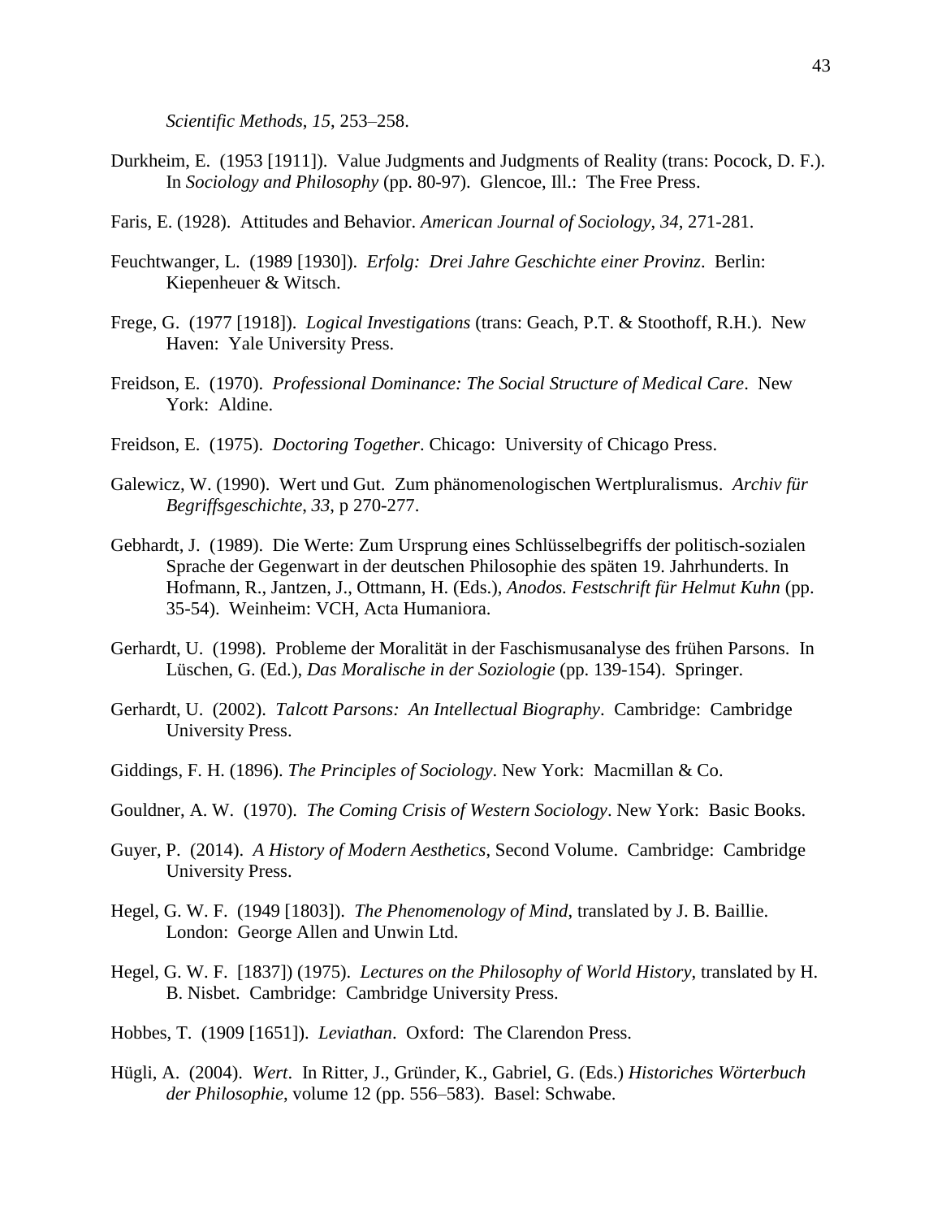*Scientific Methods*, *15*, 253–258.

Durkheim, E. (1953 [1911]). Value Judgments and Judgments of Reality (trans: Pocock, D. F.). In *Sociology and Philosophy* (pp. 80-97). Glencoe, Ill.: The Free Press.

Faris, E. (1928). Attitudes and Behavior. *American Journal of Sociology*, *34*, 271-281.

Feuchtwanger, L. (1989 [1930]). *Erfolg: Drei Jahre Geschichte einer Provinz*. Berlin: Kiepenheuer & Witsch.

Frege, G. (1977 [1918]). *Logical Investigations* (trans: Geach, P.T. & Stoothoff, R.H.). New Haven: Yale University Press.

Freidson, E. (1970). *Professional Dominance: The Social Structure of Medical Care*. New York: Aldine.

Freidson, E. (1975). *Doctoring Together*. Chicago: University of Chicago Press.

Galewicz, W. (1990). Wert und Gut. Zum phänomenologischen Wertpluralismus. *Archiv für Begriffsgeschichte*, *33*, p 270-277.

Gebhardt, J. (1989). Die Werte: Zum Ursprung eines Schlüsselbegriffs der politisch-sozialen Sprache der Gegenwart in der deutschen Philosophie des späten 19. Jahrhunderts. In Hofmann, R., Jantzen, J., Ottmann, H. (Eds.), *Anodos. Festschrift für Helmut Kuhn* (pp. 35-54). Weinheim: VCH, Acta Humaniora.

Gerhardt, U. (1998). Probleme der Moralität in der Faschismusanalyse des frühen Parsons. In Lüschen, G. (Ed.), *Das Moralische in der Soziologie* (pp. 139-154). Springer.

Gerhardt, U. (2002). *Talcott Parsons: An Intellectual Biography*. Cambridge: Cambridge University Press.

Giddings, F. H. (1896). *The Principles of Sociology*. New York: Macmillan & Co.

Gouldner, A. W. (1970). *The Coming Crisis of Western Sociology*. New York: Basic Books.

Guyer, P. (2014). *A History of Modern Aesthetics*, Second Volume. Cambridge: Cambridge University Press.

Hegel, G. W. F. (1949 [1803]). *The Phenomenology of Mind*, translated by J. B. Baillie. London: George Allen and Unwin Ltd.

Hegel, G. W. F. [1837]) (1975). *Lectures on the Philosophy of World History*, translated by H. B. Nisbet. Cambridge: Cambridge University Press.

Hobbes, T. (1909 [1651]). *Leviathan*. Oxford: The Clarendon Press.

Hügli, A. (2004). *Wert*. In Ritter, J., Gründer, K., Gabriel, G. (Eds.) *Historiches Wörterbuch der Philosophie*, volume 12 (pp. 556–583). Basel: Schwabe.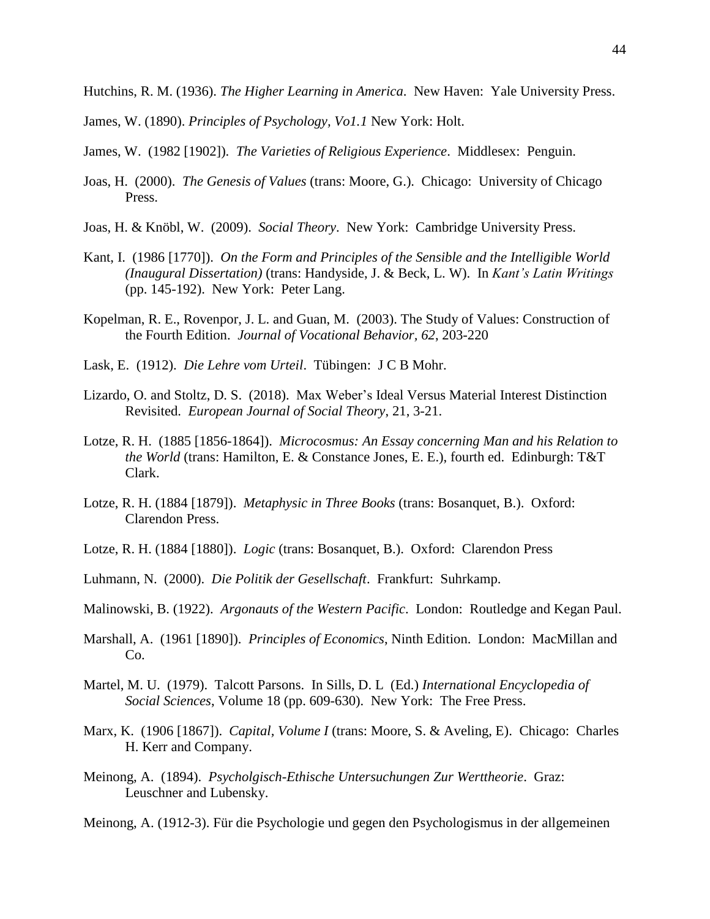Hutchins, R. M. (1936). *The Higher Learning in America*. New Haven: Yale University Press.

James, W. (1890). *Principles of Psychology, Vo1.1* New York: Holt.

James, W. (1982 [1902]). *The Varieties of Religious Experience*. Middlesex: Penguin.

Joas, H. (2000). *The Genesis of Values* (trans: Moore, G.). Chicago: University of Chicago Press.

Joas, H. & Knöbl, W. (2009). *Social Theory*. New York: Cambridge University Press.

Kant, I. (1986 [1770]). *On the Form and Principles of the Sensible and the Intelligible World (Inaugural Dissertation)* (trans: Handyside, J. & Beck, L. W). In *Kant's Latin Writings* (pp. 145-192). New York: Peter Lang.

Kopelman, R. E., Rovenpor, J. L. and Guan, M. (2003). The Study of Values: Construction of the Fourth Edition. *Journal of Vocational Behavior, 62*, 203-220

Lask, E. (1912). *Die Lehre vom Urteil*. Tübingen: J C B Mohr.

Lizardo, O. and Stoltz, D. S. (2018). Max Weber's Ideal Versus Material Interest Distinction Revisited. *European Journal of Social Theory*, 21, 3-21.

Lotze, R. H. (1885 [1856-1864]). *Microcosmus: An Essay concerning Man and his Relation to the World* (trans: Hamilton, E. & Constance Jones, E. E.), fourth ed. Edinburgh: T&T Clark.

Lotze, R. H. (1884 [1879]). *Metaphysic in Three Books* (trans: Bosanquet, B.). Oxford: Clarendon Press.

Lotze, R. H. (1884 [1880]). *Logic* (trans: Bosanquet, B.). Oxford: Clarendon Press

Luhmann, N. (2000). *Die Politik der Gesellschaft*. Frankfurt: Suhrkamp.

Malinowski, B. (1922). *Argonauts of the Western Pacific*. London: Routledge and Kegan Paul.

Marshall, A. (1961 [1890]). *Principles of Economics*, Ninth Edition. London: MacMillan and Co.

Martel, M. U. (1979). Talcott Parsons. In Sills, D. L (Ed.) *International Encyclopedia of Social Sciences*, Volume 18 (pp. 609-630). New York: The Free Press.

Marx, K. (1906 [1867]). *Capital, Volume I* (trans: Moore, S. & Aveling, E). Chicago: Charles H. Kerr and Company.

Meinong, A. (1894). *Psycholgisch-Ethische Untersuchungen Zur Werttheorie*. Graz: Leuschner and Lubensky.

Meinong, A. (1912-3). Für die Psychologie und gegen den Psychologismus in der allgemeinen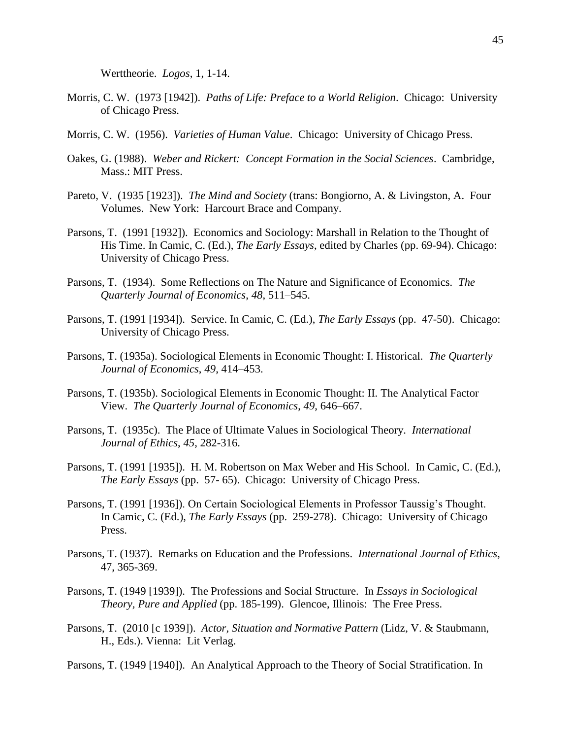Werttheorie. *Logos*, 1, 1-14.

Morris, C. W. (1973 [1942]). *Paths of Life: Preface to a World Religion*. Chicago: University of Chicago Press.

Morris, C. W. (1956). *Varieties of Human Value*. Chicago: University of Chicago Press.

Oakes, G. (1988). *Weber and Rickert: Concept Formation in the Social Sciences*. Cambridge, Mass.: MIT Press.

Pareto, V. (1935 [1923]). *The Mind and Society* (trans: Bongiorno, A. & Livingston, A. Four Volumes. New York: Harcourt Brace and Company.

Parsons, T. (1991 [1932]). Economics and Sociology: Marshall in Relation to the Thought of His Time. In Camic, C. (Ed.), *The Early Essays*, edited by Charles (pp. 69-94). Chicago: University of Chicago Press.

Parsons, T. (1934). Some Reflections on The Nature and Significance of Economics. *The Quarterly Journal of Economics*, *48*, 511–545.

Parsons, T. (1991 [1934]). Service. In Camic, C. (Ed.), *The Early Essays* (pp. 47-50). Chicago: University of Chicago Press.

Parsons, T. (1935a). Sociological Elements in Economic Thought: I. Historical. *The Quarterly Journal of Economics*, *49*, 414–453.

Parsons, T. (1935b). Sociological Elements in Economic Thought: II. The Analytical Factor View. *The Quarterly Journal of Economics*, *49*, 646–667.

Parsons, T. (1935c). The Place of Ultimate Values in Sociological Theory. *International Journal of Ethics*, *45*, 282-316.

Parsons, T. (1991 [1935]). H. M. Robertson on Max Weber and His School. In Camic, C. (Ed.), *The Early Essays* (pp. 57- 65). Chicago: University of Chicago Press.

Parsons, T. (1991 [1936]). On Certain Sociological Elements in Professor Taussig's Thought. In Camic, C. (Ed.), *The Early Essays* (pp. 259-278). Chicago: University of Chicago Press.

Parsons, T. (1937). Remarks on Education and the Professions. *International Journal of Ethics*, 47, 365-369.

Parsons, T. (1949 [1939]). The Professions and Social Structure. In *Essays in Sociological Theory, Pure and Applied* (pp. 185-199). Glencoe, Illinois: The Free Press.

Parsons, T. (2010 [c 1939]). *Actor, Situation and Normative Pattern* (Lidz, V. & Staubmann, H., Eds.). Vienna: Lit Verlag.

Parsons, T. (1949 [1940]). An Analytical Approach to the Theory of Social Stratification. In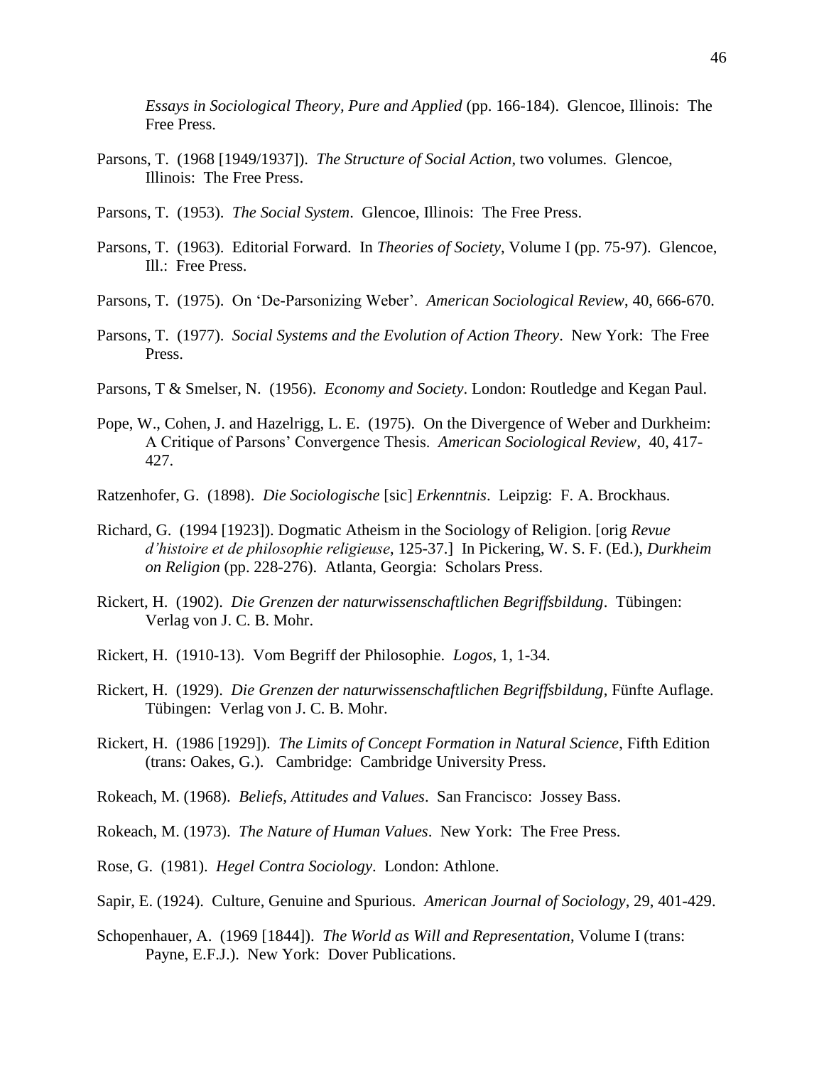*Essays in Sociological Theory, Pure and Applied* (pp. 166-184). Glencoe, Illinois: The Free Press.

Parsons, T. (1968 [1949/1937]). *The Structure of Social Action*, two volumes. Glencoe, Illinois: The Free Press.

Parsons, T. (1953). *The Social System*. Glencoe, Illinois: The Free Press.

Parsons, T. (1963). Editorial Forward. In *Theories of Society*, Volume I (pp. 75-97). Glencoe, Ill.: Free Press.

Parsons, T. (1975). On 'De-Parsonizing Weber'. *American Sociological Review*, 40, 666-670.

Parsons, T. (1977). *Social Systems and the Evolution of Action Theory*. New York: The Free Press.

Parsons, T & Smelser, N. (1956). *Economy and Society*. London: Routledge and Kegan Paul.

Pope, W., Cohen, J. and Hazelrigg, L. E. (1975). On the Divergence of Weber and Durkheim: A Critique of Parsons' Convergence Thesis. *American Sociological Review*, 40, 417-427.

Ratzenhofer, G. (1898). *Die Sociologische* [sic] *Erkenntnis*. Leipzig: F. A. Brockhaus.

Richard, G. (1994 [1923]). Dogmatic Atheism in the Sociology of Religion. [orig *Revue d'histoire et de philosophie religieuse*, 125-37.] In Pickering, W. S. F. (Ed.), *Durkheim on Religion* (pp. 228-276). Atlanta, Georgia: Scholars Press.

Rickert, H. (1902). *Die Grenzen der naturwissenschaftlichen Begriffsbildung*. Tübingen: Verlag von J. C. B. Mohr.

Rickert, H. (1910-13). Vom Begriff der Philosophie. *Logos*, 1, 1-34.

Rickert, H. (1929). *Die Grenzen der naturwissenschaftlichen Begriffsbildung*, Fünfte Auflage. Tübingen: Verlag von J. C. B. Mohr.

Rickert, H. (1986 [1929]). *The Limits of Concept Formation in Natural Science*, Fifth Edition (trans: Oakes, G.). Cambridge: Cambridge University Press.

Rokeach, M. (1968). *Beliefs, Attitudes and Values*. San Francisco: Jossey Bass.

Rokeach, M. (1973). *The Nature of Human Values*. New York: The Free Press.

Rose, G. (1981). *Hegel Contra Sociology*. London: Athlone.

Sapir, E. (1924). Culture, Genuine and Spurious. *American Journal of Sociology*, 29, 401-429.

Schopenhauer, A. (1969 [1844]). *The World as Will and Representation*, Volume I (trans: Payne, E.F.J.). New York: Dover Publications.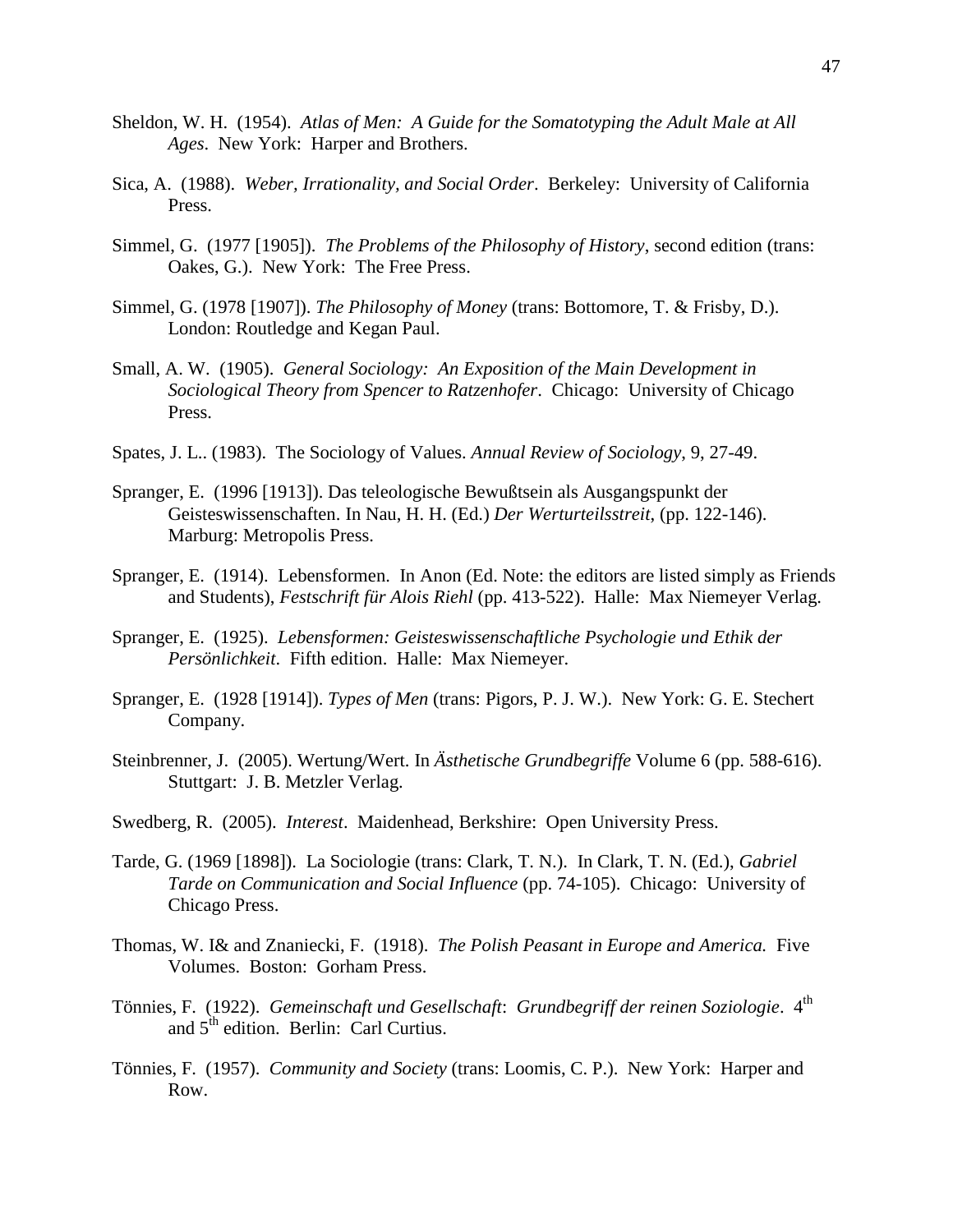Sheldon, W. H. (1954). *Atlas of Men: A Guide for the Somatotyping the Adult Male at All Ages*. New York: Harper and Brothers.

Sica, A. (1988). *Weber, Irrationality, and Social Order*. Berkeley: University of California Press.

Simmel, G. (1977 [1905]). *The Problems of the Philosophy of History*, second edition (trans: Oakes, G.). New York: The Free Press.

Simmel, G. (1978 [1907]). *The Philosophy of Money* (trans: Bottomore, T. & Frisby, D.). London: Routledge and Kegan Paul.

Small, A. W. (1905). *General Sociology: An Exposition of the Main Development in Sociological Theory from Spencer to Ratzenhofer*. Chicago: University of Chicago Press.

Spates, J. L.. (1983). The Sociology of Values. *Annual Review of Sociology*, 9, 27-49.

Spranger, E. (1996 [1913]). Das teleologische Bewußtsein als Ausgangspunkt der Geisteswissenschaften. In Nau, H. H. (Ed.) *Der Werturteilsstreit*, (pp. 122-146). Marburg: Metropolis Press.

Spranger, E. (1914). Lebensformen. In Anon (Ed. Note: the editors are listed simply as Friends and Students), *Festschrift für Alois Riehl* (pp. 413-522). Halle: Max Niemeyer Verlag.

Spranger, E. (1925). *Lebensformen: Geisteswissenschaftliche Psychologie und Ethik der Persönlichkeit*. Fifth edition. Halle: Max Niemeyer.

Spranger, E. (1928 [1914]). *Types of Men* (trans: Pigors, P. J. W.). New York: G. E. Stechert Company.

Steinbrenner, J. (2005). Wertung/Wert. In *Ästhetische Grundbegriffe* Volume 6 (pp. 588-616). Stuttgart: J. B. Metzler Verlag.

Swedberg, R. (2005). *Interest*. Maidenhead, Berkshire: Open University Press.

Tarde, G. (1969 [1898]). La Sociologie (trans: Clark, T. N.). In Clark, T. N. (Ed.), *Gabriel Tarde on Communication and Social Influence* (pp. 74-105). Chicago: University of Chicago Press.

Thomas, W. I& and Znaniecki, F. (1918). *The Polish Peasant in Europe and America.* Five Volumes. Boston: Gorham Press.

Tönnies, F. (1922). *Gemeinschaft und Gesellschaft*: *Grundbegriff der reinen Soziologie*. 4th and 5th edition. Berlin: Carl Curtius.

Tönnies, F. (1957). *Community and Society* (trans: Loomis, C. P.). New York: Harper and Row.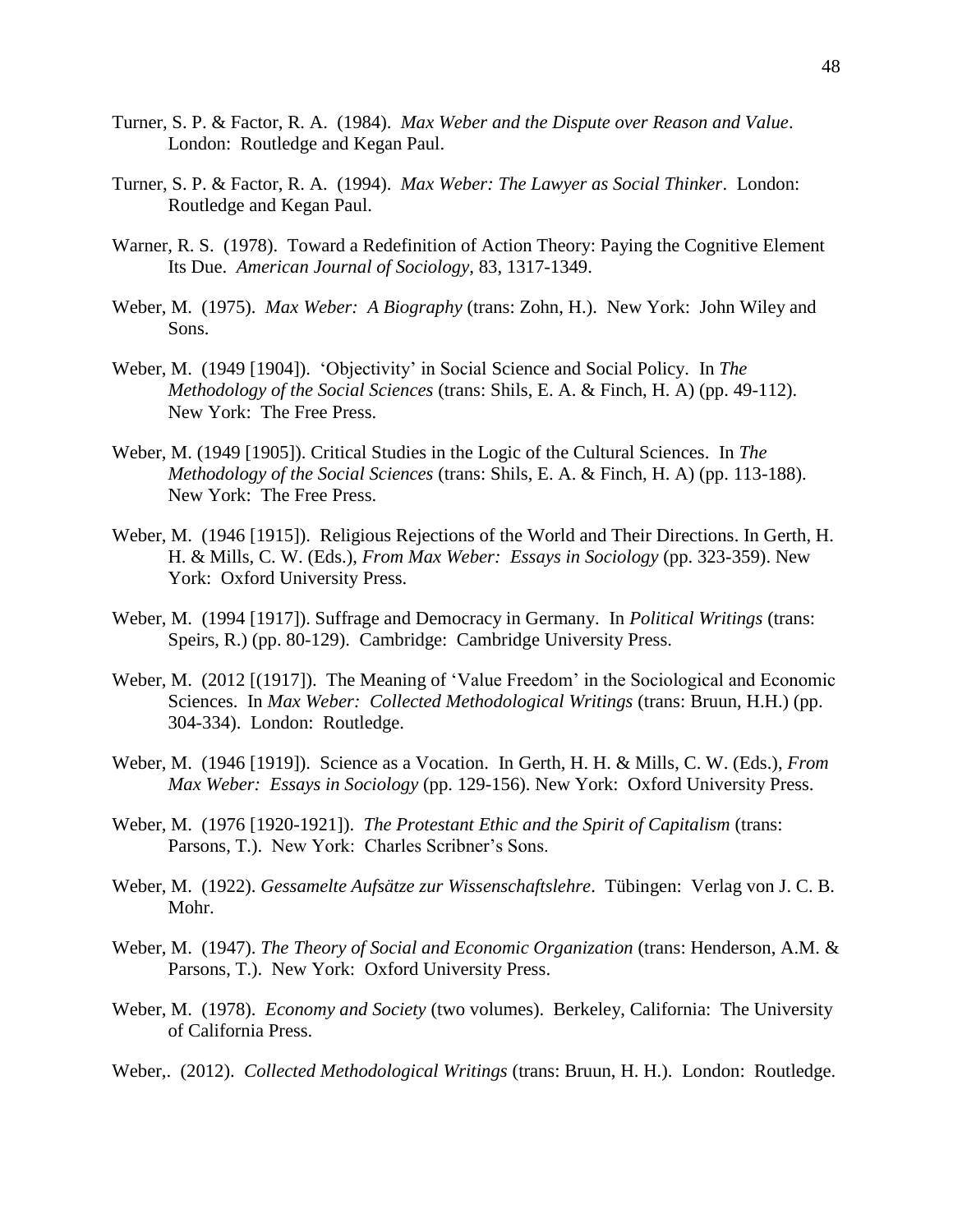Turner, S. P. & Factor, R. A. (1984). *Max Weber and the Dispute over Reason and Value*. London: Routledge and Kegan Paul.

Turner, S. P. & Factor, R. A. (1994). *Max Weber: The Lawyer as Social Thinker*. London: Routledge and Kegan Paul.

Warner, R. S. (1978). Toward a Redefinition of Action Theory: Paying the Cognitive Element Its Due. *American Journal of Sociology*, 83, 1317-1349.

Weber, M. (1975). *Max Weber: A Biography* (trans: Zohn, H.). New York: John Wiley and Sons.

Weber, M. (1949 [1904]). 'Objectivity' in Social Science and Social Policy. In *The Methodology of the Social Sciences* (trans: Shils, E. A. & Finch, H. A) (pp. 49-112). New York: The Free Press.

Weber, M. (1949 [1905]). Critical Studies in the Logic of the Cultural Sciences. In *The Methodology of the Social Sciences* (trans: Shils, E. A. & Finch, H. A) (pp. 113-188). New York: The Free Press.

Weber, M. (1946 [1915]). Religious Rejections of the World and Their Directions. In Gerth, H. H. & Mills, C. W. (Eds.), *From Max Weber: Essays in Sociology* (pp. 323-359). New York: Oxford University Press.

Weber, M. (1994 [1917]). Suffrage and Democracy in Germany. In *Political Writings* (trans: Speirs, R.) (pp. 80-129). Cambridge: Cambridge University Press.

Weber, M. (2012 [(1917]). The Meaning of 'Value Freedom' in the Sociological and Economic Sciences. In *Max Weber: Collected Methodological Writings* (trans: Bruun, H.H.) (pp. 304-334). London: Routledge.

Weber, M. (1946 [1919]). Science as a Vocation. In Gerth, H. H. & Mills, C. W. (Eds.), *From Max Weber: Essays in Sociology* (pp. 129-156). New York: Oxford University Press.

Weber, M. (1976 [1920-1921]). *The Protestant Ethic and the Spirit of Capitalism* (trans: Parsons, T.). New York: Charles Scribner's Sons.

Weber, M. (1922). *Gessamelte Aufsätze zur Wissenschaftslehre*. Tübingen: Verlag von J. C. B. Mohr.

Weber, M. (1947). *The Theory of Social and Economic Organization* (trans: Henderson, A.M. & Parsons, T.). New York: Oxford University Press.

Weber, M. (1978). *Economy and Society* (two volumes). Berkeley, California: The University of California Press.

Weber,. (2012). *Collected Methodological Writings* (trans: Bruun, H. H.). London: Routledge.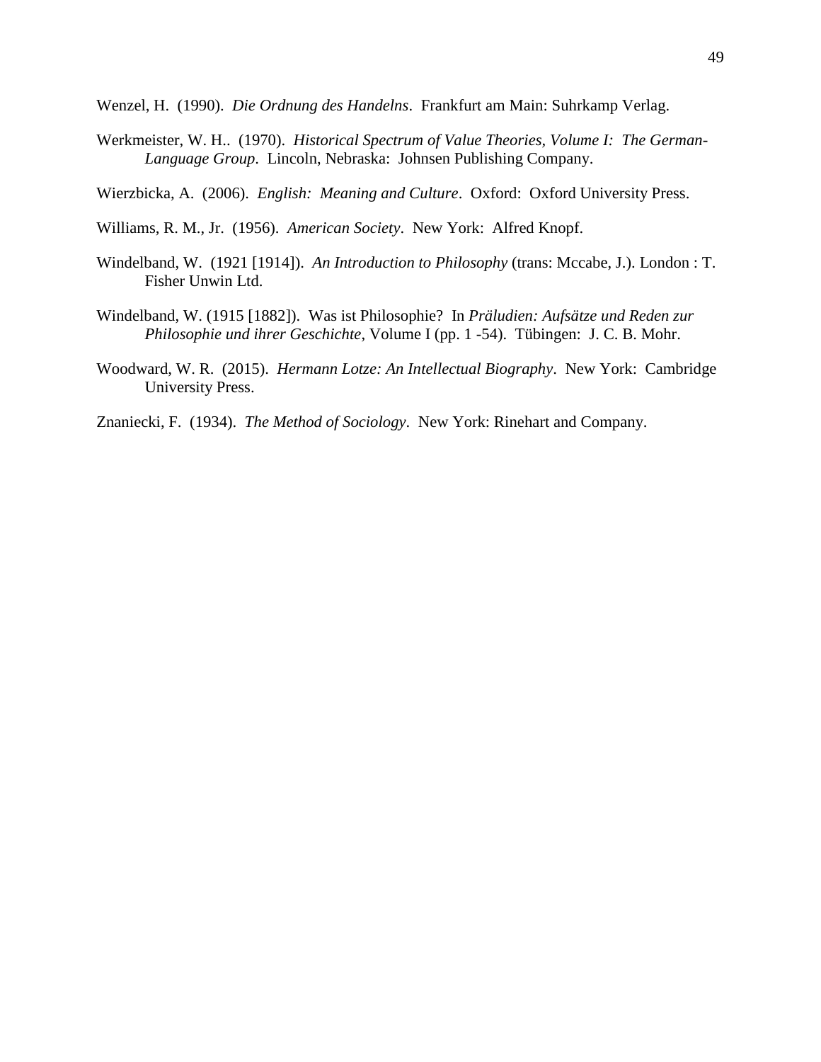Wenzel, H. (1990). *Die Ordnung des Handelns*. Frankfurt am Main: Suhrkamp Verlag.

Werkmeister, W. H.. (1970). *Historical Spectrum of Value Theories, Volume I: The German-Language Group*. Lincoln, Nebraska: Johnsen Publishing Company.

Wierzbicka, A. (2006). *English: Meaning and Culture*. Oxford: Oxford University Press.

Williams, R. M., Jr. (1956). *American Society*. New York: Alfred Knopf.

Windelband, W. (1921 [1914]). *An Introduction to Philosophy* (trans: Mccabe, J.). London : T. Fisher Unwin Ltd.

Windelband, W. (1915 [1882]). Was ist Philosophie? In *Präludien: Aufsätze und Reden zur Philosophie und ihrer Geschichte*, Volume I (pp. 1 -54). Tübingen: J. C. B. Mohr.

Woodward, W. R. (2015). *Hermann Lotze: An Intellectual Biography*. New York: Cambridge University Press.

Znaniecki, F. (1934). *The Method of Sociology*. New York: Rinehart and Company.